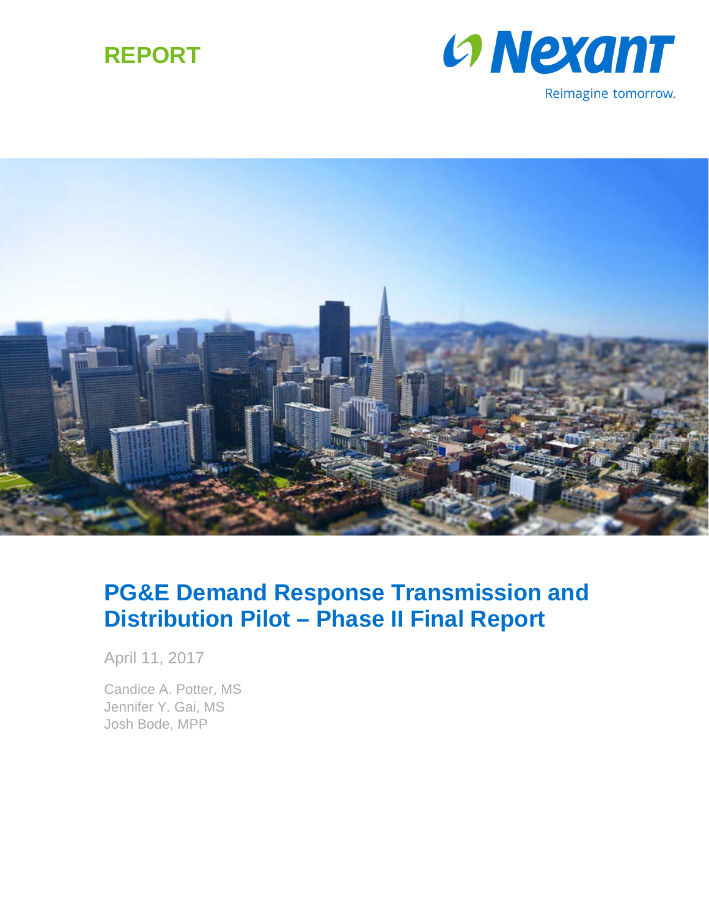REPORT

Nexant

Reimagine tomorrow.

# PG&E Demand Response Transmission and Distribution Pilot – Phase II Final Report

April 11, 2017

Candice A. Potter, MS
Jennifer Y. Gai, MS
Josh Bode, MPP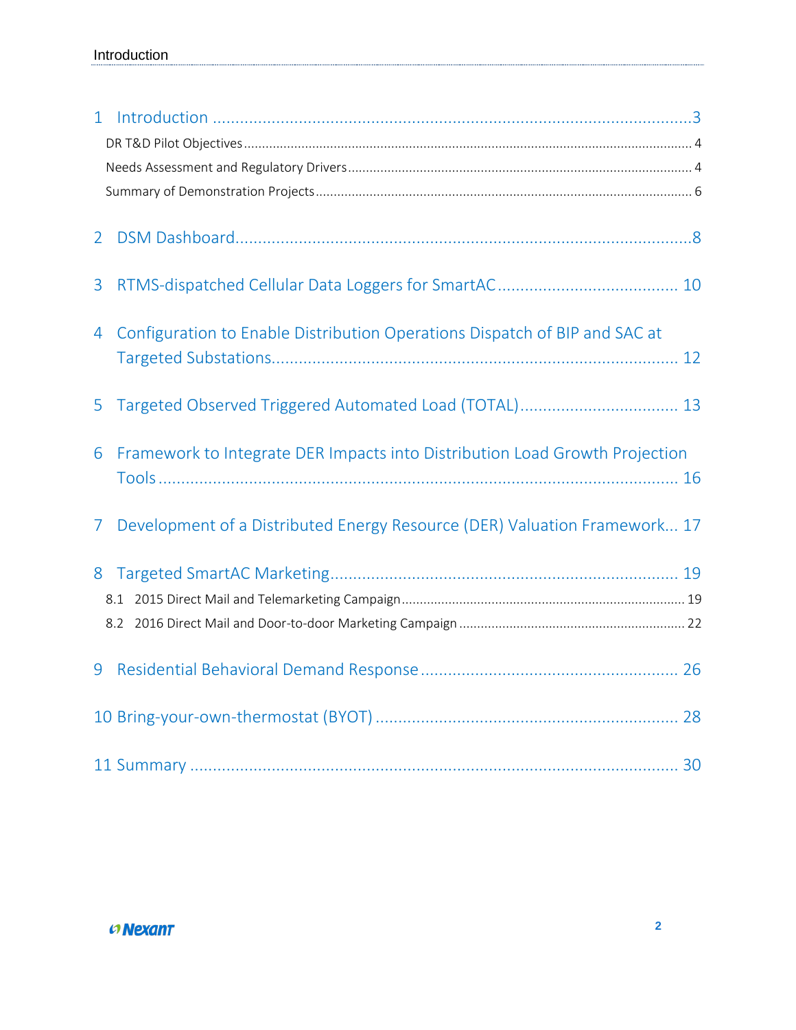1 Introduction ....................................................................................................3

DR T&D Pilot Objectives ........................................................................................................ 4

Needs Assessment and Regulatory Drivers ............................................................................ 4

Summary of Demonstration Projects ..................................................................................... 6

2 DSM Dashboard...............................................................................................8

3 RTMS-dispatched Cellular Data Loggers for SmartAC ..................................... 10

4 Configuration to Enable Distribution Operations Dispatch of BIP and SAC at Targeted Substations.................................................................................. 12

5 Targeted Observed Triggered Automated Load (TOTAL)................................. 13

6 Framework to Integrate DER Impacts into Distribution Load Growth Projection Tools ............................................................................................................ 16

7 Development of a Distributed Energy Resource (DER) Valuation Framework... 17

8 Targeted SmartAC Marketing........................................................................ 19

8.1 2015 Direct Mail and Telemarketing Campaign.............................................................. 19

8.2 2016 Direct Mail and Door-to-door Marketing Campaign .............................................. 22

9 Residential Behavioral Demand Response .................................................... 26

10 Bring-your-own-thermostat (BYOT) .............................................................. 28

11 Summary ...................................................................................................... 30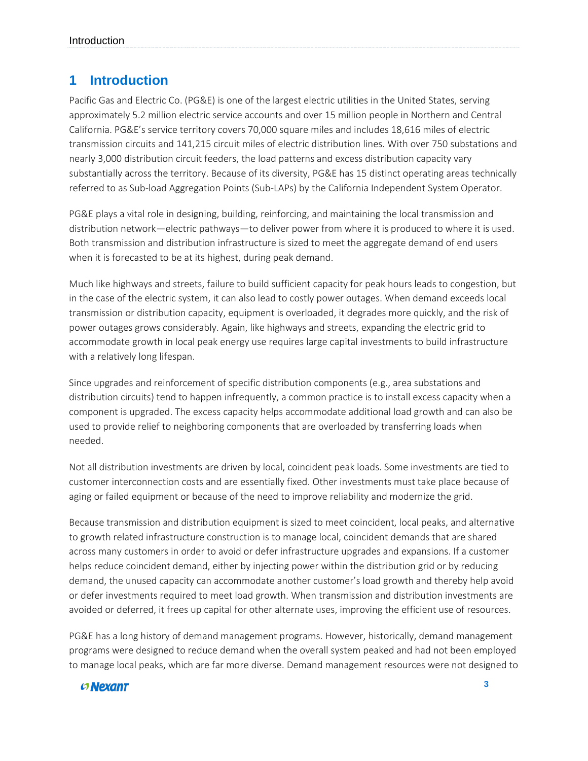# 1 Introduction

Pacific Gas and Electric Co. (PG&E) is one of the largest electric utilities in the United States, serving approximately 5.2 million electric service accounts and over 15 million people in Northern and Central California. PG&E's service territory covers 70,000 square miles and includes 18,616 miles of electric transmission circuits and 141,215 circuit miles of electric distribution lines. With over 750 substations and nearly 3,000 distribution circuit feeders, the load patterns and excess distribution capacity vary substantially across the territory. Because of its diversity, PG&E has 15 distinct operating areas technically referred to as Sub-load Aggregation Points (Sub-LAPs) by the California Independent System Operator.

PG&E plays a vital role in designing, building, reinforcing, and maintaining the local transmission and distribution network—electric pathways—to deliver power from where it is produced to where it is used. Both transmission and distribution infrastructure is sized to meet the aggregate demand of end users when it is forecasted to be at its highest, during peak demand.

Much like highways and streets, failure to build sufficient capacity for peak hours leads to congestion, but in the case of the electric system, it can also lead to costly power outages. When demand exceeds local transmission or distribution capacity, equipment is overloaded, it degrades more quickly, and the risk of power outages grows considerably. Again, like highways and streets, expanding the electric grid to accommodate growth in local peak energy use requires large capital investments to build infrastructure with a relatively long lifespan.

Since upgrades and reinforcement of specific distribution components (e.g., area substations and distribution circuits) tend to happen infrequently, a common practice is to install excess capacity when a component is upgraded. The excess capacity helps accommodate additional load growth and can also be used to provide relief to neighboring components that are overloaded by transferring loads when needed.

Not all distribution investments are driven by local, coincident peak loads. Some investments are tied to customer interconnection costs and are essentially fixed. Other investments must take place because of aging or failed equipment or because of the need to improve reliability and modernize the grid.

Because transmission and distribution equipment is sized to meet coincident, local peaks, and alternative to growth related infrastructure construction is to manage local, coincident demands that are shared across many customers in order to avoid or defer infrastructure upgrades and expansions. If a customer helps reduce coincident demand, either by injecting power within the distribution grid or by reducing demand, the unused capacity can accommodate another customer's load growth and thereby help avoid or defer investments required to meet load growth. When transmission and distribution investments are avoided or deferred, it frees up capital for other alternate uses, improving the efficient use of resources.

PG&E has a long history of demand management programs. However, historically, demand management programs were designed to reduce demand when the overall system peaked and had not been employed to manage local peaks, which are far more diverse. Demand management resources were not designed to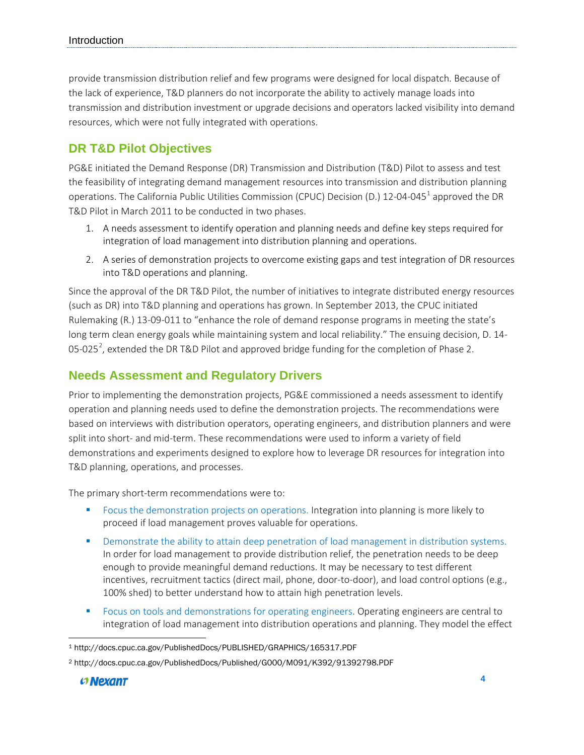provide transmission distribution relief and few programs were designed for local dispatch. Because of the lack of experience, T&D planners do not incorporate the ability to actively manage loads into transmission and distribution investment or upgrade decisions and operators lacked visibility into demand resources, which were not fully integrated with operations.

## DR T&D Pilot Objectives

PG&E initiated the Demand Response (DR) Transmission and Distribution (T&D) Pilot to assess and test the feasibility of integrating demand management resources into transmission and distribution planning operations. The California Public Utilities Commission (CPUC) Decision (D.) 12-04-045[1] approved the DR T&D Pilot in March 2011 to be conducted in two phases.

1. A needs assessment to identify operation and planning needs and define key steps required for integration of load management into distribution planning and operations.
2. A series of demonstration projects to overcome existing gaps and test integration of DR resources into T&D operations and planning.

Since the approval of the DR T&D Pilot, the number of initiatives to integrate distributed energy resources (such as DR) into T&D planning and operations has grown. In September 2013, the CPUC initiated Rulemaking (R.) 13-09-011 to "enhance the role of demand response programs in meeting the state's long term clean energy goals while maintaining system and local reliability." The ensuing decision, D. 14-05-025[2], extended the DR T&D Pilot and approved bridge funding for the completion of Phase 2.

## Needs Assessment and Regulatory Drivers

Prior to implementing the demonstration projects, PG&E commissioned a needs assessment to identify operation and planning needs used to define the demonstration projects. The recommendations were based on interviews with distribution operators, operating engineers, and distribution planners and were split into short- and mid-term. These recommendations were used to inform a variety of field demonstrations and experiments designed to explore how to leverage DR resources for integration into T&D planning, operations, and processes.

The primary short-term recommendations were to:

- Focus the demonstration projects on operations. Integration into planning is more likely to proceed if load management proves valuable for operations.
- Demonstrate the ability to attain deep penetration of load management in distribution systems. In order for load management to provide distribution relief, the penetration needs to be deep enough to provide meaningful demand reductions. It may be necessary to test different incentives, recruitment tactics (direct mail, phone, door-to-door), and load control options (e.g., 100% shed) to better understand how to attain high penetration levels.
- Focus on tools and demonstrations for operating engineers. Operating engineers are central to integration of load management into distribution operations and planning. They model the effect

[1] http://docs.cpuc.ca.gov/PublishedDocs/PUBLISHED/GRAPHICS/165317.PDF

[2] http://docs.cpuc.ca.gov/PublishedDocs/Published/G000/M091/K392/91392798.PDF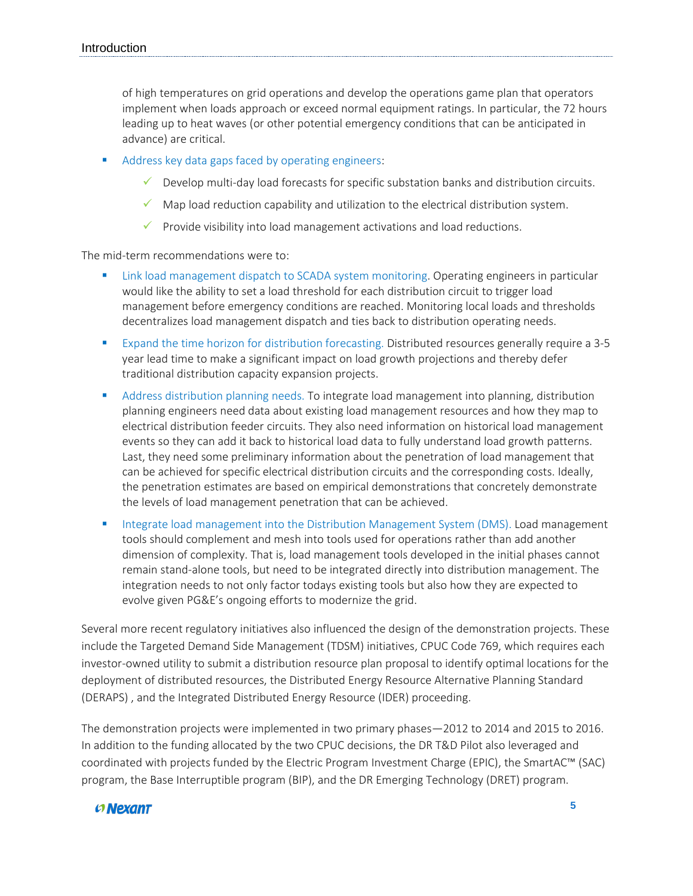of high temperatures on grid operations and develop the operations game plan that operators implement when loads approach or exceed normal equipment ratings. In particular, the 72 hours leading up to heat waves (or other potential emergency conditions that can be anticipated in advance) are critical.

- Address key data gaps faced by operating engineers:
  - ✓ Develop multi-day load forecasts for specific substation banks and distribution circuits.
  - ✓ Map load reduction capability and utilization to the electrical distribution system.
  - ✓ Provide visibility into load management activations and load reductions.

The mid-term recommendations were to:

- Link load management dispatch to SCADA system monitoring. Operating engineers in particular would like the ability to set a load threshold for each distribution circuit to trigger load management before emergency conditions are reached. Monitoring local loads and thresholds decentralizes load management dispatch and ties back to distribution operating needs.
- Expand the time horizon for distribution forecasting. Distributed resources generally require a 3-5 year lead time to make a significant impact on load growth projections and thereby defer traditional distribution capacity expansion projects.
- Address distribution planning needs. To integrate load management into planning, distribution planning engineers need data about existing load management resources and how they map to electrical distribution feeder circuits. They also need information on historical load management events so they can add it back to historical load data to fully understand load growth patterns. Last, they need some preliminary information about the penetration of load management that can be achieved for specific electrical distribution circuits and the corresponding costs. Ideally, the penetration estimates are based on empirical demonstrations that concretely demonstrate the levels of load management penetration that can be achieved.
- Integrate load management into the Distribution Management System (DMS). Load management tools should complement and mesh into tools used for operations rather than add another dimension of complexity. That is, load management tools developed in the initial phases cannot remain stand-alone tools, but need to be integrated directly into distribution management. The integration needs to not only factor todays existing tools but also how they are expected to evolve given PG&E's ongoing efforts to modernize the grid.

Several more recent regulatory initiatives also influenced the design of the demonstration projects. These include the Targeted Demand Side Management (TDSM) initiatives, CPUC Code 769, which requires each investor-owned utility to submit a distribution resource plan proposal to identify optimal locations for the deployment of distributed resources, the Distributed Energy Resource Alternative Planning Standard (DERAPS) , and the Integrated Distributed Energy Resource (IDER) proceeding.

The demonstration projects were implemented in two primary phases—2012 to 2014 and 2015 to 2016. In addition to the funding allocated by the two CPUC decisions, the DR T&D Pilot also leveraged and coordinated with projects funded by the Electric Program Investment Charge (EPIC), the SmartAC™ (SAC) program, the Base Interruptible program (BIP), and the DR Emerging Technology (DRET) program.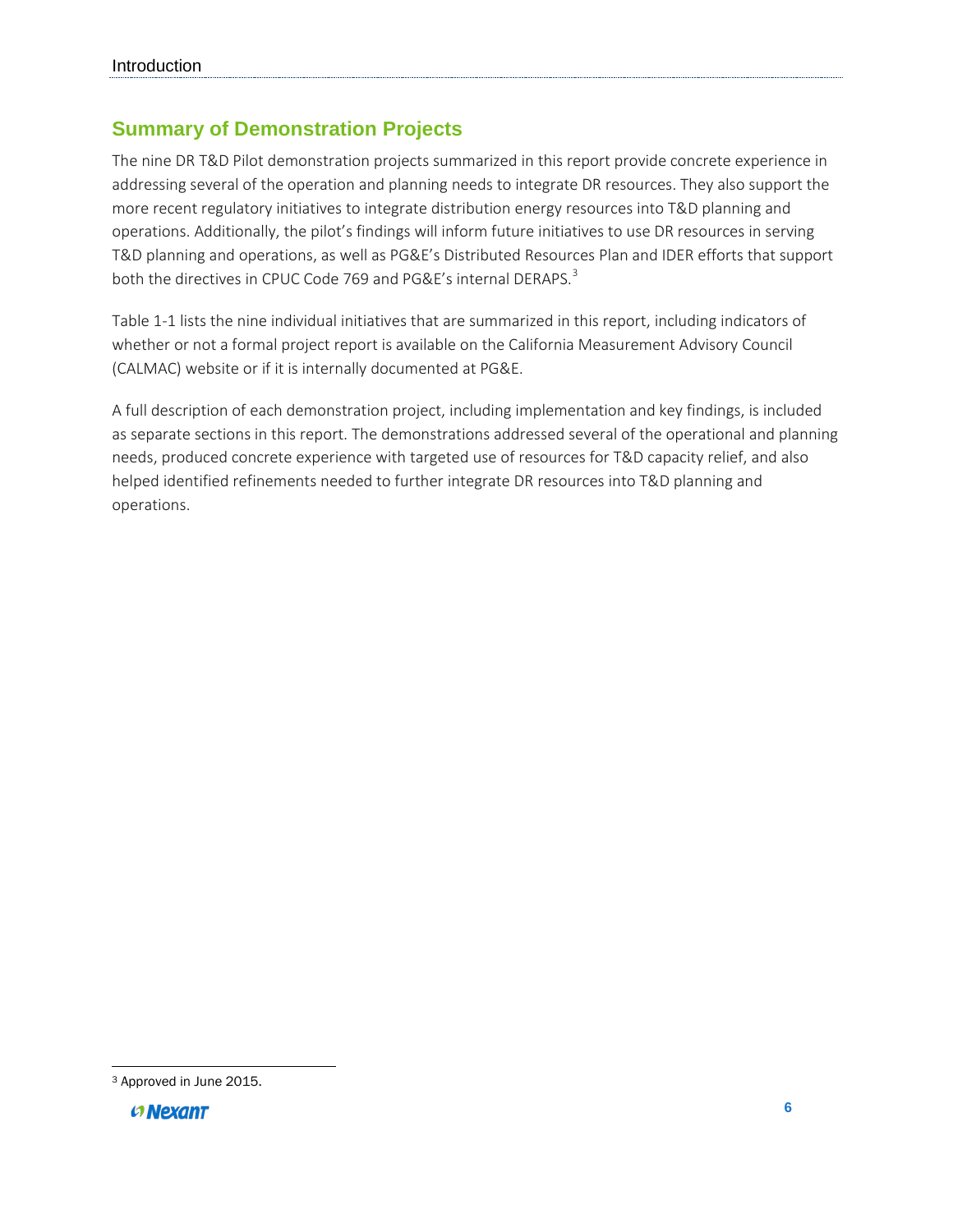## Summary of Demonstration Projects

The nine DR T&D Pilot demonstration projects summarized in this report provide concrete experience in addressing several of the operation and planning needs to integrate DR resources. They also support the more recent regulatory initiatives to integrate distribution energy resources into T&D planning and operations. Additionally, the pilot's findings will inform future initiatives to use DR resources in serving T&D planning and operations, as well as PG&E's Distributed Resources Plan and IDER efforts that support both the directives in CPUC Code 769 and PG&E's internal DERAPS.[3]

Table 1-1 lists the nine individual initiatives that are summarized in this report, including indicators of whether or not a formal project report is available on the California Measurement Advisory Council (CALMAC) website or if it is internally documented at PG&E.

A full description of each demonstration project, including implementation and key findings, is included as separate sections in this report. The demonstrations addressed several of the operational and planning needs, produced concrete experience with targeted use of resources for T&D capacity relief, and also helped identified refinements needed to further integrate DR resources into T&D planning and operations.

[3] Approved in June 2015.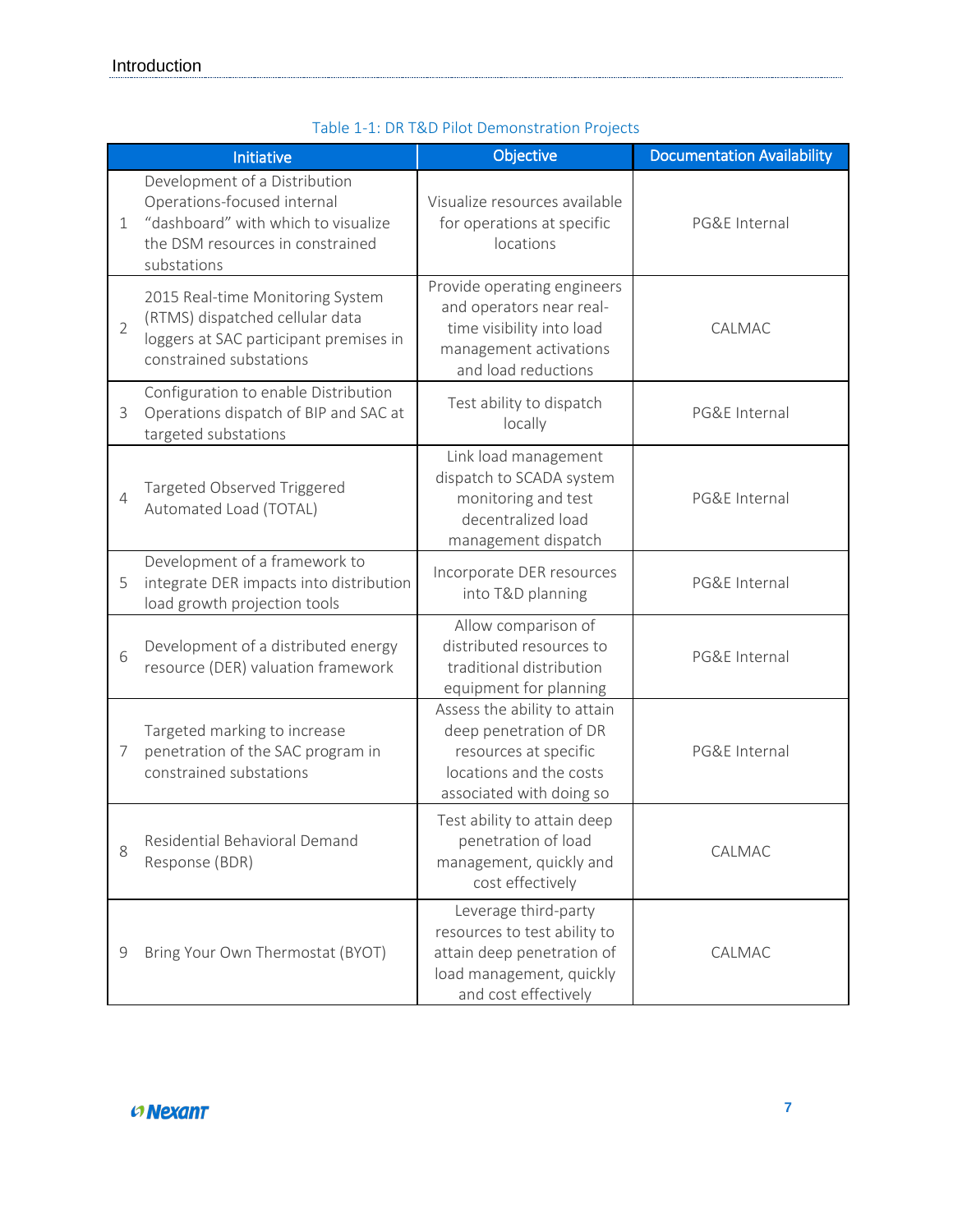Table 1-1: DR T&D Pilot Demonstration Projects

| | Initiative | Objective | Documentation Availability |
|---|---|---|---|
| 1 | Development of a Distribution Operations-focused internal “dashboard” with which to visualize the DSM resources in constrained substations | Visualize resources available for operations at specific locations | PG&E Internal |
| 2 | 2015 Real-time Monitoring System (RTMS) dispatched cellular data loggers at SAC participant premises in constrained substations | Provide operating engineers and operators near real-time visibility into load management activations and load reductions | CALMAC |
| 3 | Configuration to enable Distribution Operations dispatch of BIP and SAC at targeted substations | Test ability to dispatch locally | PG&E Internal |
| 4 | Targeted Observed Triggered Automated Load (TOTAL) | Link load management dispatch to SCADA system monitoring and test decentralized load management dispatch | PG&E Internal |
| 5 | Development of a framework to integrate DER impacts into distribution load growth projection tools | Incorporate DER resources into T&D planning | PG&E Internal |
| 6 | Development of a distributed energy resource (DER) valuation framework | Allow comparison of distributed resources to traditional distribution equipment for planning | PG&E Internal |
| 7 | Targeted marking to increase penetration of the SAC program in constrained substations | Assess the ability to attain deep penetration of DR resources at specific locations and the costs associated with doing so | PG&E Internal |
| 8 | Residential Behavioral Demand Response (BDR) | Test ability to attain deep penetration of load management, quickly and cost effectively | CALMAC |
| 9 | Bring Your Own Thermostat (BYOT) | Leverage third-party resources to test ability to attain deep penetration of load management, quickly and cost effectively | CALMAC |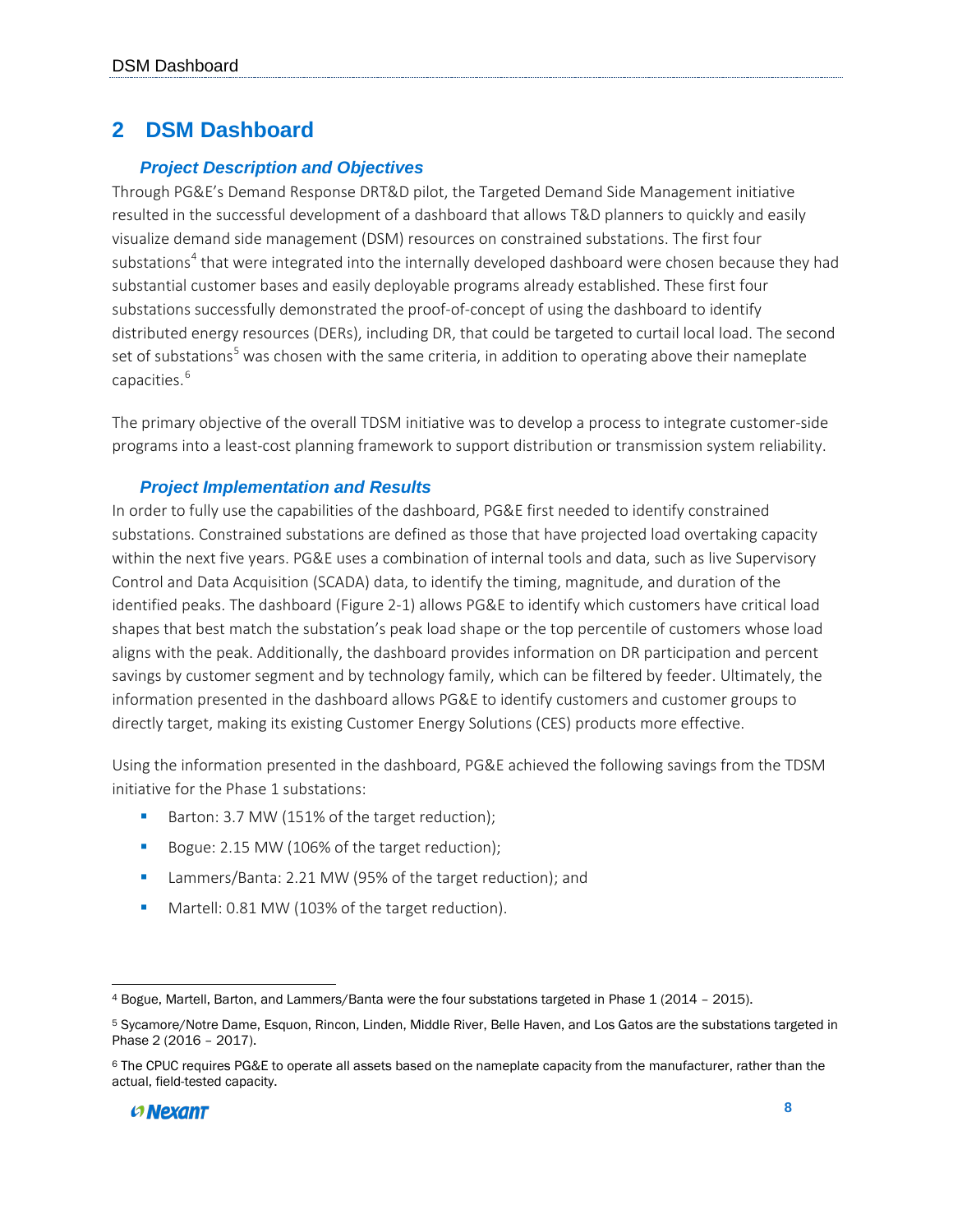# 2 DSM Dashboard

### Project Description and Objectives

Through PG&E's Demand Response DRT&D pilot, the Targeted Demand Side Management initiative resulted in the successful development of a dashboard that allows T&D planners to quickly and easily visualize demand side management (DSM) resources on constrained substations. The first four substations[4] that were integrated into the internally developed dashboard were chosen because they had substantial customer bases and easily deployable programs already established. These first four substations successfully demonstrated the proof-of-concept of using the dashboard to identify distributed energy resources (DERs), including DR, that could be targeted to curtail local load. The second set of substations[5] was chosen with the same criteria, in addition to operating above their nameplate capacities.[6]

The primary objective of the overall TDSM initiative was to develop a process to integrate customer-side programs into a least-cost planning framework to support distribution or transmission system reliability.

### Project Implementation and Results

In order to fully use the capabilities of the dashboard, PG&E first needed to identify constrained substations. Constrained substations are defined as those that have projected load overtaking capacity within the next five years. PG&E uses a combination of internal tools and data, such as live Supervisory Control and Data Acquisition (SCADA) data, to identify the timing, magnitude, and duration of the identified peaks. The dashboard (Figure 2-1) allows PG&E to identify which customers have critical load shapes that best match the substation's peak load shape or the top percentile of customers whose load aligns with the peak. Additionally, the dashboard provides information on DR participation and percent savings by customer segment and by technology family, which can be filtered by feeder. Ultimately, the information presented in the dashboard allows PG&E to identify customers and customer groups to directly target, making its existing Customer Energy Solutions (CES) products more effective.

Using the information presented in the dashboard, PG&E achieved the following savings from the TDSM initiative for the Phase 1 substations:

- Barton: 3.7 MW (151% of the target reduction);
- Bogue: 2.15 MW (106% of the target reduction);
- Lammers/Banta: 2.21 MW (95% of the target reduction); and
- Martell: 0.81 MW (103% of the target reduction).

---

[4] Bogue, Martell, Barton, and Lammers/Banta were the four substations targeted in Phase 1 (2014 – 2015).

[5] Sycamore/Notre Dame, Esquon, Rincon, Linden, Middle River, Belle Haven, and Los Gatos are the substations targeted in Phase 2 (2016 – 2017).

[6] The CPUC requires PG&E to operate all assets based on the nameplate capacity from the manufacturer, rather than the actual, field-tested capacity.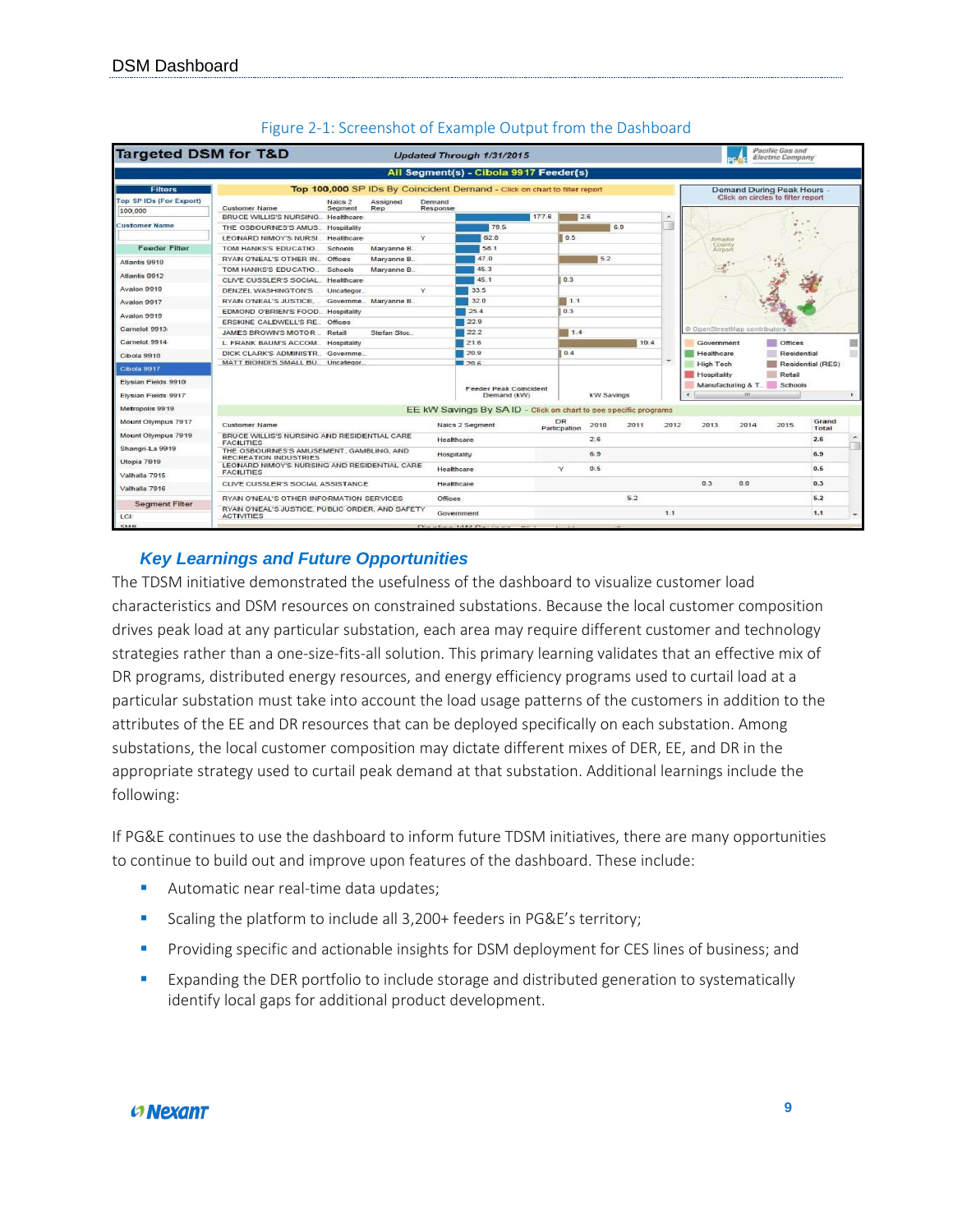Figure 2-1: Screenshot of Example Output from the Dashboard

### *Key Learnings and Future Opportunities*

The TDSM initiative demonstrated the usefulness of the dashboard to visualize customer load characteristics and DSM resources on constrained substations. Because the local customer composition drives peak load at any particular substation, each area may require different customer and technology strategies rather than a one-size-fits-all solution. This primary learning validates that an effective mix of DR programs, distributed energy resources, and energy efficiency programs used to curtail load at a particular substation must take into account the load usage patterns of the customers in addition to the attributes of the EE and DR resources that can be deployed specifically on each substation. Among substations, the local customer composition may dictate different mixes of DER, EE, and DR in the appropriate strategy used to curtail peak demand at that substation. Additional learnings include the following:

If PG&E continues to use the dashboard to inform future TDSM initiatives, there are many opportunities to continue to build out and improve upon features of the dashboard. These include:

- Automatic near real-time data updates;
- Scaling the platform to include all 3,200+ feeders in PG&E's territory;
- Providing specific and actionable insights for DSM deployment for CES lines of business; and
- Expanding the DER portfolio to include storage and distributed generation to systematically identify local gaps for additional product development.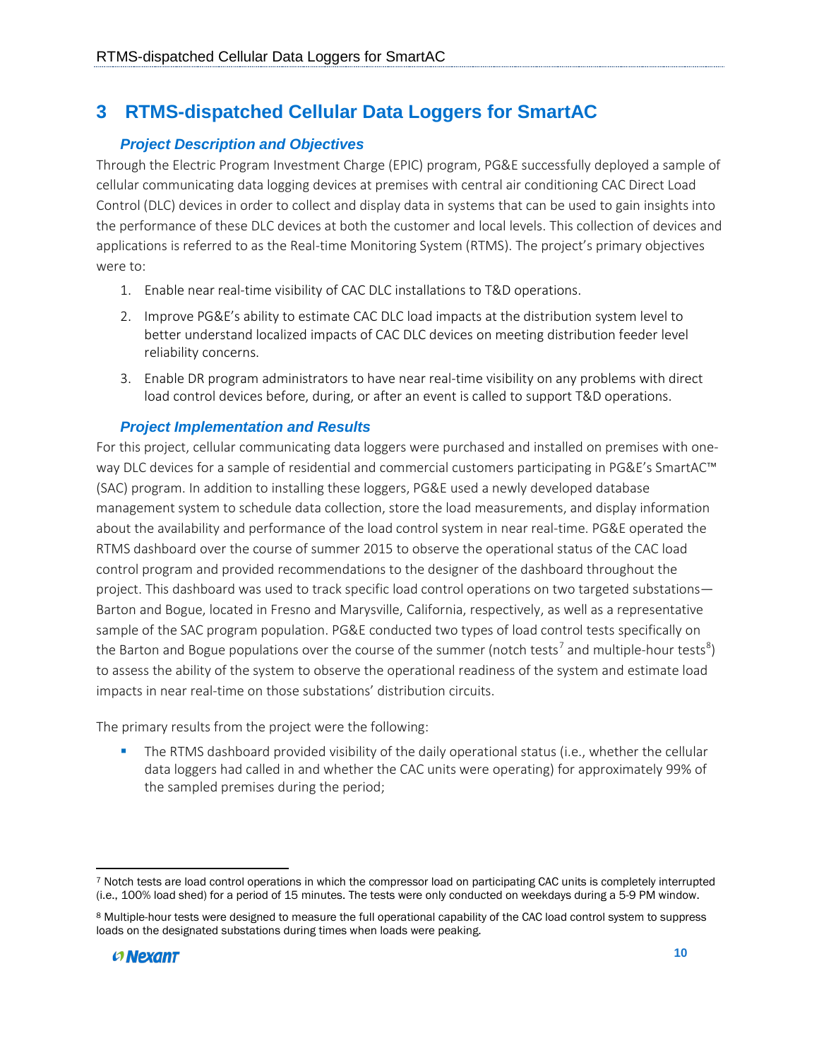# 3 RTMS-dispatched Cellular Data Loggers for SmartAC

### Project Description and Objectives

Through the Electric Program Investment Charge (EPIC) program, PG&E successfully deployed a sample of cellular communicating data logging devices at premises with central air conditioning CAC Direct Load Control (DLC) devices in order to collect and display data in systems that can be used to gain insights into the performance of these DLC devices at both the customer and local levels. This collection of devices and applications is referred to as the Real-time Monitoring System (RTMS). The project's primary objectives were to:

1. Enable near real-time visibility of CAC DLC installations to T&D operations.
2. Improve PG&E's ability to estimate CAC DLC load impacts at the distribution system level to better understand localized impacts of CAC DLC devices on meeting distribution feeder level reliability concerns.
3. Enable DR program administrators to have near real-time visibility on any problems with direct load control devices before, during, or after an event is called to support T&D operations.

### Project Implementation and Results

For this project, cellular communicating data loggers were purchased and installed on premises with one-way DLC devices for a sample of residential and commercial customers participating in PG&E's SmartAC™ (SAC) program. In addition to installing these loggers, PG&E used a newly developed database management system to schedule data collection, store the load measurements, and display information about the availability and performance of the load control system in near real-time. PG&E operated the RTMS dashboard over the course of summer 2015 to observe the operational status of the CAC load control program and provided recommendations to the designer of the dashboard throughout the project. This dashboard was used to track specific load control operations on two targeted substations—Barton and Bogue, located in Fresno and Marysville, California, respectively, as well as a representative sample of the SAC program population. PG&E conducted two types of load control tests specifically on the Barton and Bogue populations over the course of the summer (notch tests[7] and multiple-hour tests[8]) to assess the ability of the system to observe the operational readiness of the system and estimate load impacts in near real-time on those substations' distribution circuits.

The primary results from the project were the following:

- The RTMS dashboard provided visibility of the daily operational status (i.e., whether the cellular data loggers had called in and whether the CAC units were operating) for approximately 99% of the sampled premises during the period;

---

[7] Notch tests are load control operations in which the compressor load on participating CAC units is completely interrupted (i.e., 100% load shed) for a period of 15 minutes. The tests were only conducted on weekdays during a 5-9 PM window.

[8] Multiple-hour tests were designed to measure the full operational capability of the CAC load control system to suppress loads on the designated substations during times when loads were peaking.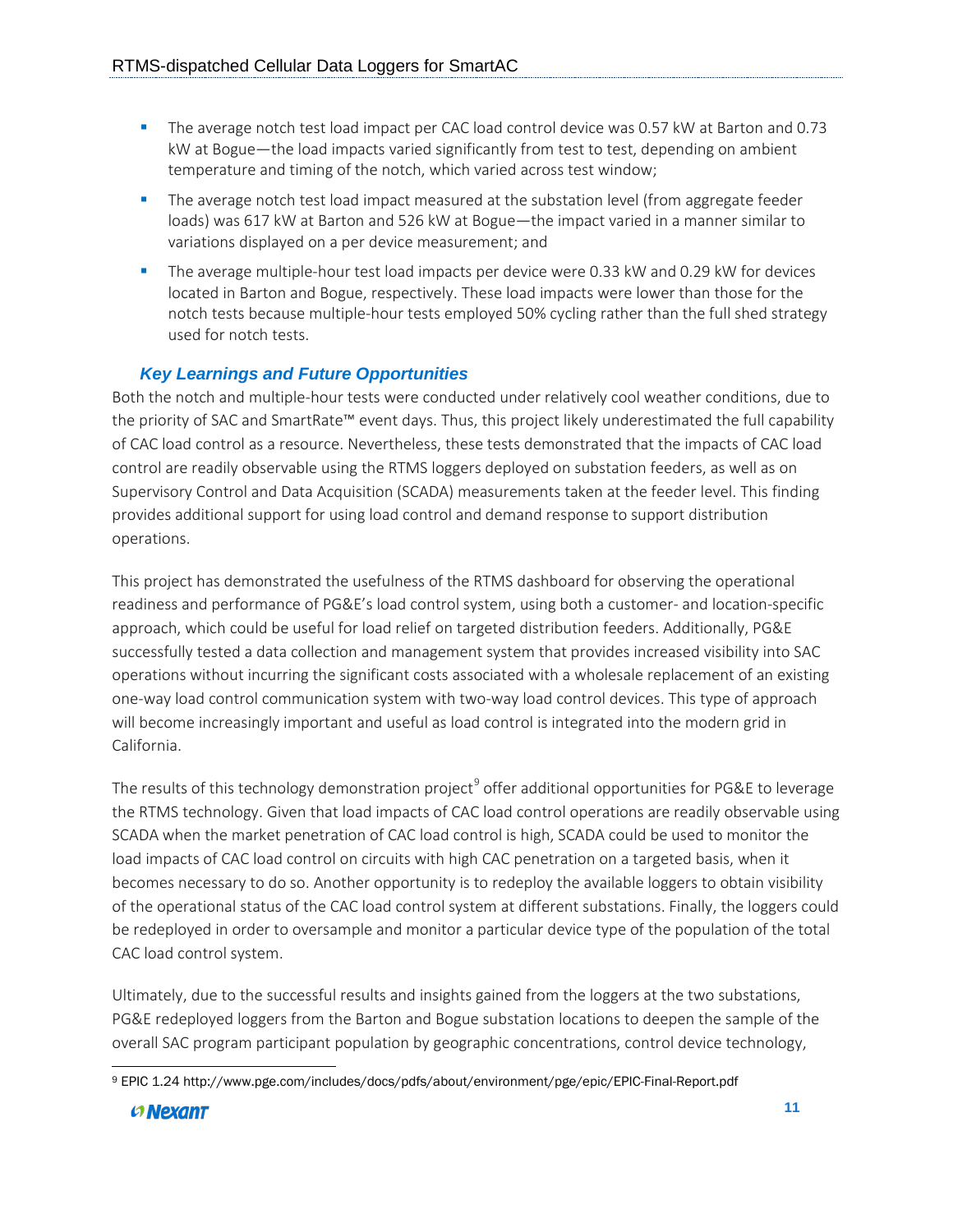- The average notch test load impact per CAC load control device was 0.57 kW at Barton and 0.73 kW at Bogue—the load impacts varied significantly from test to test, depending on ambient temperature and timing of the notch, which varied across test window;
- The average notch test load impact measured at the substation level (from aggregate feeder loads) was 617 kW at Barton and 526 kW at Bogue—the impact varied in a manner similar to variations displayed on a per device measurement; and
- The average multiple-hour test load impacts per device were 0.33 kW and 0.29 kW for devices located in Barton and Bogue, respectively. These load impacts were lower than those for the notch tests because multiple-hour tests employed 50% cycling rather than the full shed strategy used for notch tests.

### *Key Learnings and Future Opportunities*

Both the notch and multiple-hour tests were conducted under relatively cool weather conditions, due to the priority of SAC and SmartRate™ event days. Thus, this project likely underestimated the full capability of CAC load control as a resource. Nevertheless, these tests demonstrated that the impacts of CAC load control are readily observable using the RTMS loggers deployed on substation feeders, as well as on Supervisory Control and Data Acquisition (SCADA) measurements taken at the feeder level. This finding provides additional support for using load control and demand response to support distribution operations.

This project has demonstrated the usefulness of the RTMS dashboard for observing the operational readiness and performance of PG&E's load control system, using both a customer- and location-specific approach, which could be useful for load relief on targeted distribution feeders. Additionally, PG&E successfully tested a data collection and management system that provides increased visibility into SAC operations without incurring the significant costs associated with a wholesale replacement of an existing one-way load control communication system with two-way load control devices. This type of approach will become increasingly important and useful as load control is integrated into the modern grid in California.

The results of this technology demonstration project[9] offer additional opportunities for PG&E to leverage the RTMS technology. Given that load impacts of CAC load control operations are readily observable using SCADA when the market penetration of CAC load control is high, SCADA could be used to monitor the load impacts of CAC load control on circuits with high CAC penetration on a targeted basis, when it becomes necessary to do so. Another opportunity is to redeploy the available loggers to obtain visibility of the operational status of the CAC load control system at different substations. Finally, the loggers could be redeployed in order to oversample and monitor a particular device type of the population of the total CAC load control system.

Ultimately, due to the successful results and insights gained from the loggers at the two substations, PG&E redeployed loggers from the Barton and Bogue substation locations to deepen the sample of the overall SAC program participant population by geographic concentrations, control device technology,

[9] EPIC 1.24 http://www.pge.com/includes/docs/pdfs/about/environment/pge/epic/EPIC-Final-Report.pdf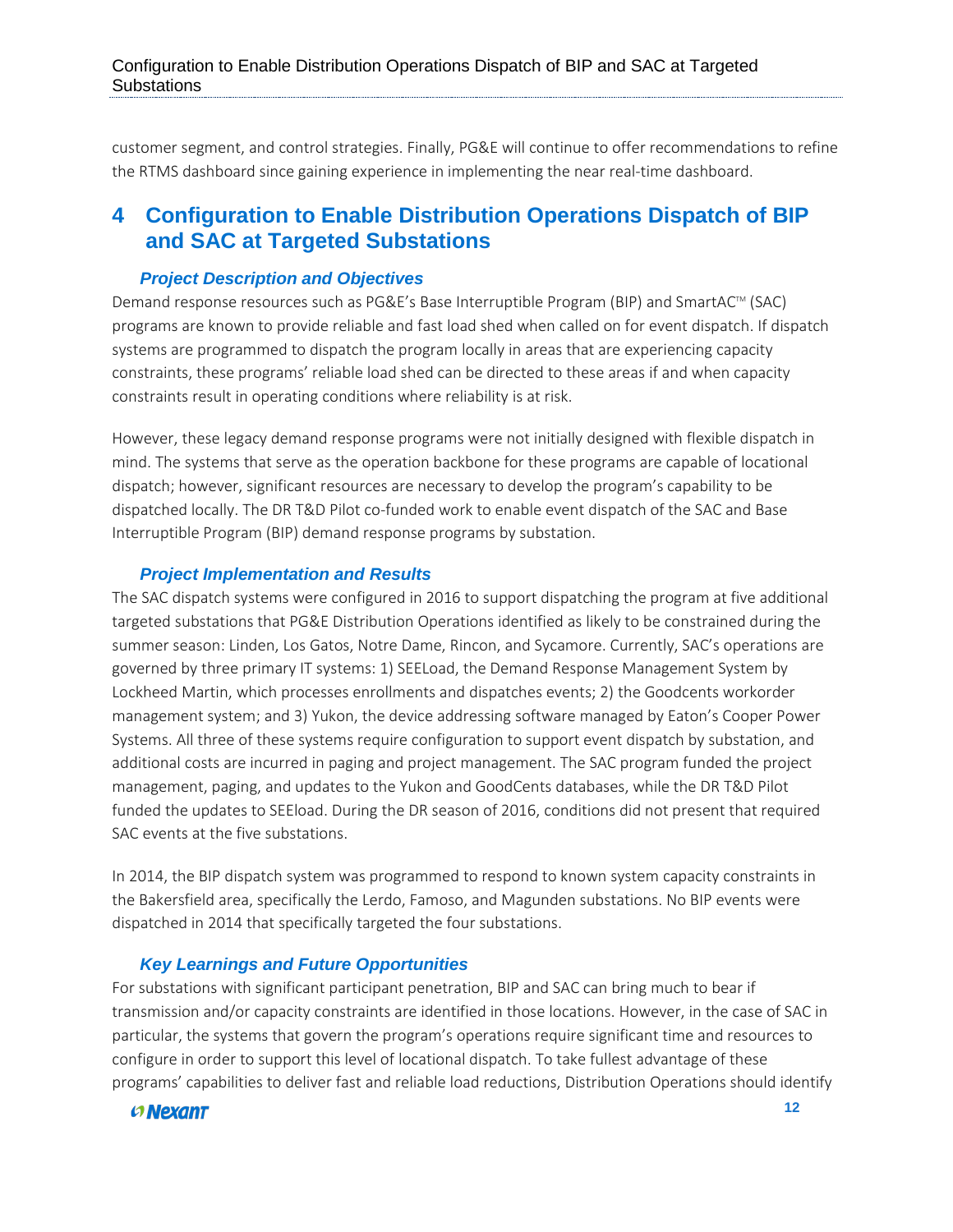customer segment, and control strategies. Finally, PG&E will continue to offer recommendations to refine the RTMS dashboard since gaining experience in implementing the near real-time dashboard.

# 4 Configuration to Enable Distribution Operations Dispatch of BIP and SAC at Targeted Substations

### *Project Description and Objectives*

Demand response resources such as PG&E's Base Interruptible Program (BIP) and SmartAC™ (SAC) programs are known to provide reliable and fast load shed when called on for event dispatch. If dispatch systems are programmed to dispatch the program locally in areas that are experiencing capacity constraints, these programs' reliable load shed can be directed to these areas if and when capacity constraints result in operating conditions where reliability is at risk.

However, these legacy demand response programs were not initially designed with flexible dispatch in mind. The systems that serve as the operation backbone for these programs are capable of locational dispatch; however, significant resources are necessary to develop the program's capability to be dispatched locally. The DR T&D Pilot co-funded work to enable event dispatch of the SAC and Base Interruptible Program (BIP) demand response programs by substation.

### *Project Implementation and Results*

The SAC dispatch systems were configured in 2016 to support dispatching the program at five additional targeted substations that PG&E Distribution Operations identified as likely to be constrained during the summer season: Linden, Los Gatos, Notre Dame, Rincon, and Sycamore. Currently, SAC's operations are governed by three primary IT systems: 1) SEELoad, the Demand Response Management System by Lockheed Martin, which processes enrollments and dispatches events; 2) the Goodcents workorder management system; and 3) Yukon, the device addressing software managed by Eaton's Cooper Power Systems. All three of these systems require configuration to support event dispatch by substation, and additional costs are incurred in paging and project management. The SAC program funded the project management, paging, and updates to the Yukon and GoodCents databases, while the DR T&D Pilot funded the updates to SEEload. During the DR season of 2016, conditions did not present that required SAC events at the five substations.

In 2014, the BIP dispatch system was programmed to respond to known system capacity constraints in the Bakersfield area, specifically the Lerdo, Famoso, and Magunden substations. No BIP events were dispatched in 2014 that specifically targeted the four substations.

### *Key Learnings and Future Opportunities*

For substations with significant participant penetration, BIP and SAC can bring much to bear if transmission and/or capacity constraints are identified in those locations. However, in the case of SAC in particular, the systems that govern the program's operations require significant time and resources to configure in order to support this level of locational dispatch. To take fullest advantage of these programs' capabilities to deliver fast and reliable load reductions, Distribution Operations should identify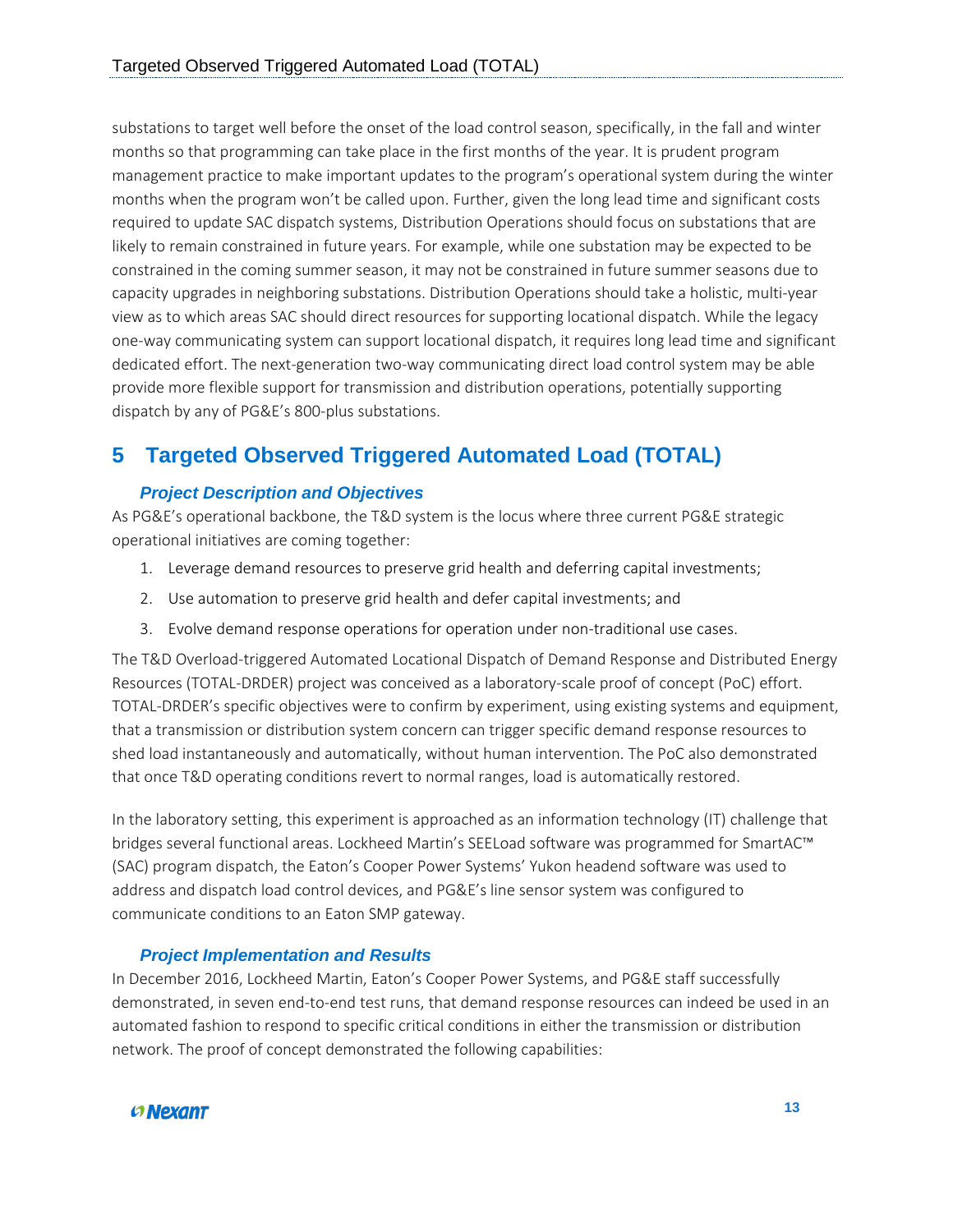substations to target well before the onset of the load control season, specifically, in the fall and winter months so that programming can take place in the first months of the year. It is prudent program management practice to make important updates to the program's operational system during the winter months when the program won't be called upon. Further, given the long lead time and significant costs required to update SAC dispatch systems, Distribution Operations should focus on substations that are likely to remain constrained in future years. For example, while one substation may be expected to be constrained in the coming summer season, it may not be constrained in future summer seasons due to capacity upgrades in neighboring substations. Distribution Operations should take a holistic, multi-year view as to which areas SAC should direct resources for supporting locational dispatch. While the legacy one-way communicating system can support locational dispatch, it requires long lead time and significant dedicated effort. The next-generation two-way communicating direct load control system may be able provide more flexible support for transmission and distribution operations, potentially supporting dispatch by any of PG&E's 800-plus substations.

# 5 Targeted Observed Triggered Automated Load (TOTAL)

### *Project Description and Objectives*

As PG&E's operational backbone, the T&D system is the locus where three current PG&E strategic operational initiatives are coming together:

1. Leverage demand resources to preserve grid health and deferring capital investments;
2. Use automation to preserve grid health and defer capital investments; and
3. Evolve demand response operations for operation under non-traditional use cases.

The T&D Overload-triggered Automated Locational Dispatch of Demand Response and Distributed Energy Resources (TOTAL-DRDER) project was conceived as a laboratory-scale proof of concept (PoC) effort. TOTAL-DRDER's specific objectives were to confirm by experiment, using existing systems and equipment, that a transmission or distribution system concern can trigger specific demand response resources to shed load instantaneously and automatically, without human intervention. The PoC also demonstrated that once T&D operating conditions revert to normal ranges, load is automatically restored.

In the laboratory setting, this experiment is approached as an information technology (IT) challenge that bridges several functional areas. Lockheed Martin's SEELoad software was programmed for SmartAC™ (SAC) program dispatch, the Eaton's Cooper Power Systems' Yukon headend software was used to address and dispatch load control devices, and PG&E's line sensor system was configured to communicate conditions to an Eaton SMP gateway.

### *Project Implementation and Results*

In December 2016, Lockheed Martin, Eaton's Cooper Power Systems, and PG&E staff successfully demonstrated, in seven end-to-end test runs, that demand response resources can indeed be used in an automated fashion to respond to specific critical conditions in either the transmission or distribution network. The proof of concept demonstrated the following capabilities: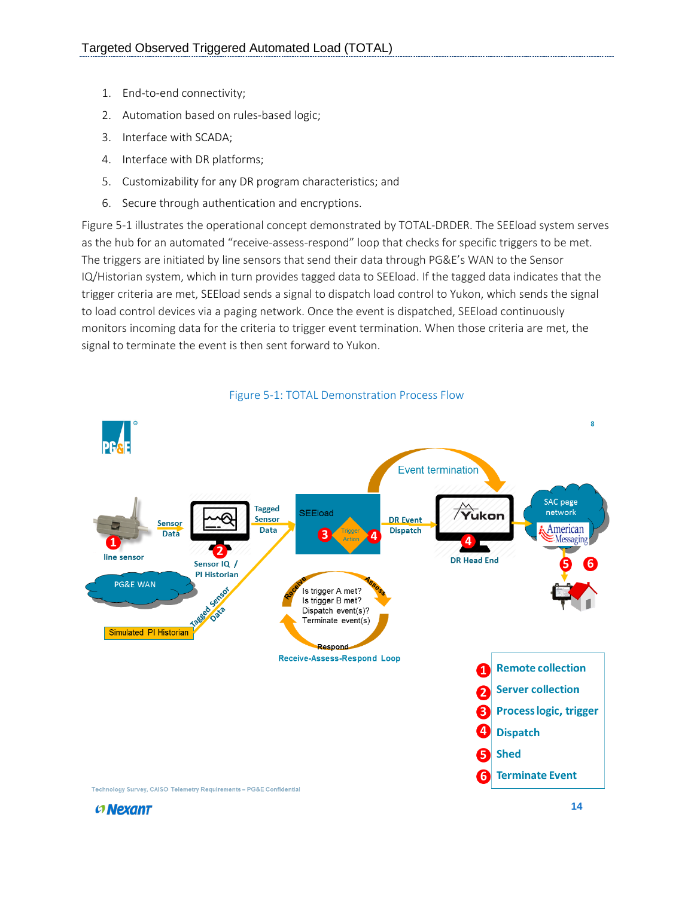1. End-to-end connectivity;
2. Automation based on rules-based logic;
3. Interface with SCADA;
4. Interface with DR platforms;
5. Customizability for any DR program characteristics; and
6. Secure through authentication and encryptions.

Figure 5-1 illustrates the operational concept demonstrated by TOTAL-DRDER. The SEEload system serves as the hub for an automated "receive-assess-respond" loop that checks for specific triggers to be met. The triggers are initiated by line sensors that send their data through PG&E's WAN to the Sensor IQ/Historian system, which in turn provides tagged data to SEEload. If the tagged data indicates that the trigger criteria are met, SEEload sends a signal to dispatch load control to Yukon, which sends the signal to load control devices via a paging network. Once the event is dispatched, SEEload continuously monitors incoming data for the criteria to trigger event termination. When those criteria are met, the signal to terminate the event is then sent forward to Yukon.

Figure 5-1: TOTAL Demonstration Process Flow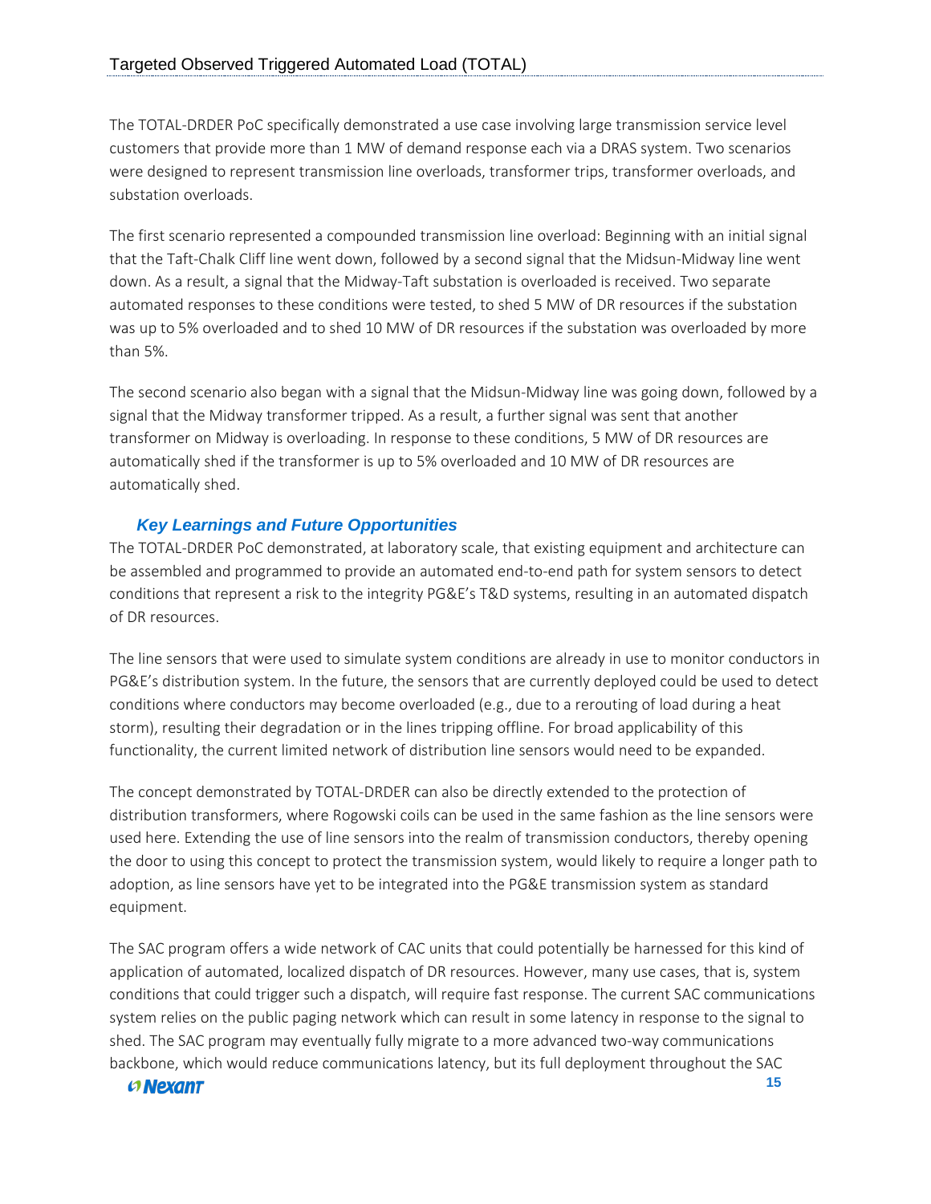The TOTAL-DRDER PoC specifically demonstrated a use case involving large transmission service level customers that provide more than 1 MW of demand response each via a DRAS system. Two scenarios were designed to represent transmission line overloads, transformer trips, transformer overloads, and substation overloads.

The first scenario represented a compounded transmission line overload: Beginning with an initial signal that the Taft-Chalk Cliff line went down, followed by a second signal that the Midsun-Midway line went down. As a result, a signal that the Midway-Taft substation is overloaded is received. Two separate automated responses to these conditions were tested, to shed 5 MW of DR resources if the substation was up to 5% overloaded and to shed 10 MW of DR resources if the substation was overloaded by more than 5%.

The second scenario also began with a signal that the Midsun-Midway line was going down, followed by a signal that the Midway transformer tripped. As a result, a further signal was sent that another transformer on Midway is overloading. In response to these conditions, 5 MW of DR resources are automatically shed if the transformer is up to 5% overloaded and 10 MW of DR resources are automatically shed.

### *Key Learnings and Future Opportunities*

The TOTAL-DRDER PoC demonstrated, at laboratory scale, that existing equipment and architecture can be assembled and programmed to provide an automated end-to-end path for system sensors to detect conditions that represent a risk to the integrity PG&E's T&D systems, resulting in an automated dispatch of DR resources.

The line sensors that were used to simulate system conditions are already in use to monitor conductors in PG&E's distribution system. In the future, the sensors that are currently deployed could be used to detect conditions where conductors may become overloaded (e.g., due to a rerouting of load during a heat storm), resulting their degradation or in the lines tripping offline. For broad applicability of this functionality, the current limited network of distribution line sensors would need to be expanded.

The concept demonstrated by TOTAL-DRDER can also be directly extended to the protection of distribution transformers, where Rogowski coils can be used in the same fashion as the line sensors were used here. Extending the use of line sensors into the realm of transmission conductors, thereby opening the door to using this concept to protect the transmission system, would likely to require a longer path to adoption, as line sensors have yet to be integrated into the PG&E transmission system as standard equipment.

The SAC program offers a wide network of CAC units that could potentially be harnessed for this kind of application of automated, localized dispatch of DR resources. However, many use cases, that is, system conditions that could trigger such a dispatch, will require fast response. The current SAC communications system relies on the public paging network which can result in some latency in response to the signal to shed. The SAC program may eventually fully migrate to a more advanced two-way communications backbone, which would reduce communications latency, but its full deployment throughout the SAC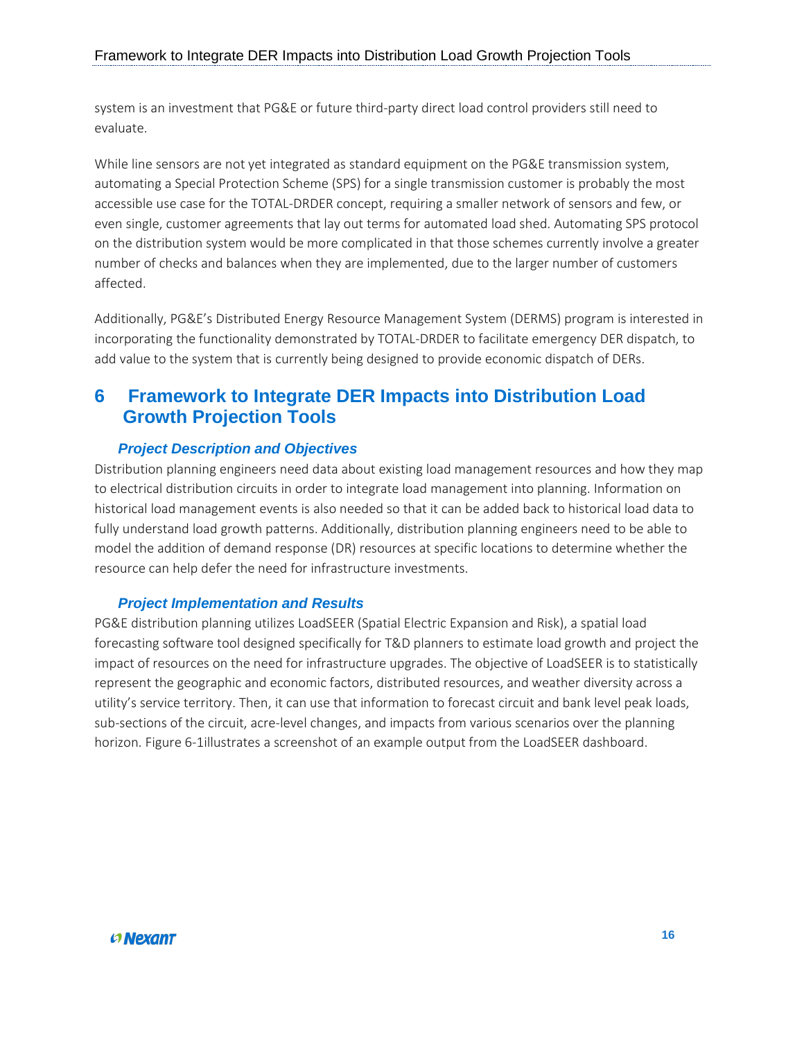system is an investment that PG&E or future third-party direct load control providers still need to evaluate.

While line sensors are not yet integrated as standard equipment on the PG&E transmission system, automating a Special Protection Scheme (SPS) for a single transmission customer is probably the most accessible use case for the TOTAL-DRDER concept, requiring a smaller network of sensors and few, or even single, customer agreements that lay out terms for automated load shed. Automating SPS protocol on the distribution system would be more complicated in that those schemes currently involve a greater number of checks and balances when they are implemented, due to the larger number of customers affected.

Additionally, PG&E's Distributed Energy Resource Management System (DERMS) program is interested in incorporating the functionality demonstrated by TOTAL-DRDER to facilitate emergency DER dispatch, to add value to the system that is currently being designed to provide economic dispatch of DERs.

# 6 Framework to Integrate DER Impacts into Distribution Load Growth Projection Tools

### *Project Description and Objectives*

Distribution planning engineers need data about existing load management resources and how they map to electrical distribution circuits in order to integrate load management into planning. Information on historical load management events is also needed so that it can be added back to historical load data to fully understand load growth patterns. Additionally, distribution planning engineers need to be able to model the addition of demand response (DR) resources at specific locations to determine whether the resource can help defer the need for infrastructure investments.

### *Project Implementation and Results*

PG&E distribution planning utilizes LoadSEER (Spatial Electric Expansion and Risk), a spatial load forecasting software tool designed specifically for T&D planners to estimate load growth and project the impact of resources on the need for infrastructure upgrades. The objective of LoadSEER is to statistically represent the geographic and economic factors, distributed resources, and weather diversity across a utility's service territory. Then, it can use that information to forecast circuit and bank level peak loads, sub-sections of the circuit, acre-level changes, and impacts from various scenarios over the planning horizon. Figure 6-1illustrates a screenshot of an example output from the LoadSEER dashboard.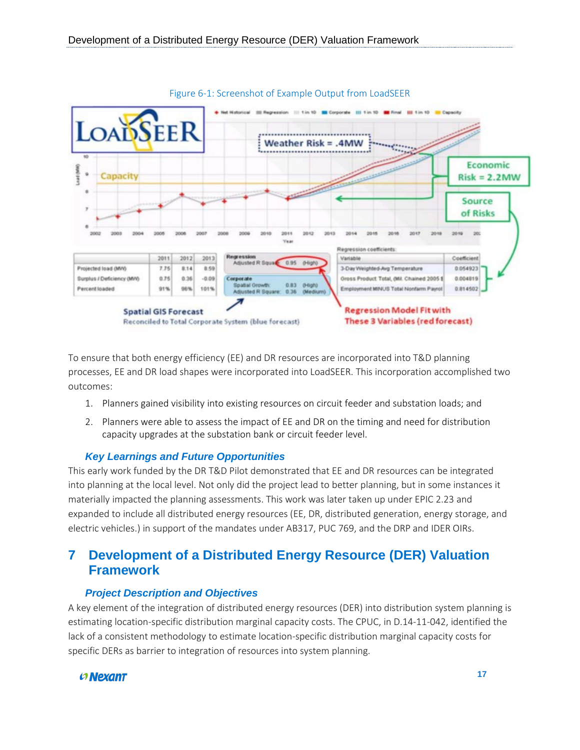Figure 6-1: Screenshot of Example Output from LoadSEER

To ensure that both energy efficiency (EE) and DR resources are incorporated into T&D planning processes, EE and DR load shapes were incorporated into LoadSEER. This incorporation accomplished two outcomes:

1. Planners gained visibility into existing resources on circuit feeder and substation loads; and
2. Planners were able to assess the impact of EE and DR on the timing and need for distribution capacity upgrades at the substation bank or circuit feeder level.

### *Key Learnings and Future Opportunities*

This early work funded by the DR T&D Pilot demonstrated that EE and DR resources can be integrated into planning at the local level. Not only did the project lead to better planning, but in some instances it materially impacted the planning assessments. This work was later taken up under EPIC 2.23 and expanded to include all distributed energy resources (EE, DR, distributed generation, energy storage, and electric vehicles.) in support of the mandates under AB317, PUC 769, and the DRP and IDER OIRs.

# 7 Development of a Distributed Energy Resource (DER) Valuation Framework

### *Project Description and Objectives*

A key element of the integration of distributed energy resources (DER) into distribution system planning is estimating location-specific distribution marginal capacity costs. The CPUC, in D.14-11-042, identified the lack of a consistent methodology to estimate location-specific distribution marginal capacity costs for specific DERs as barrier to integration of resources into system planning.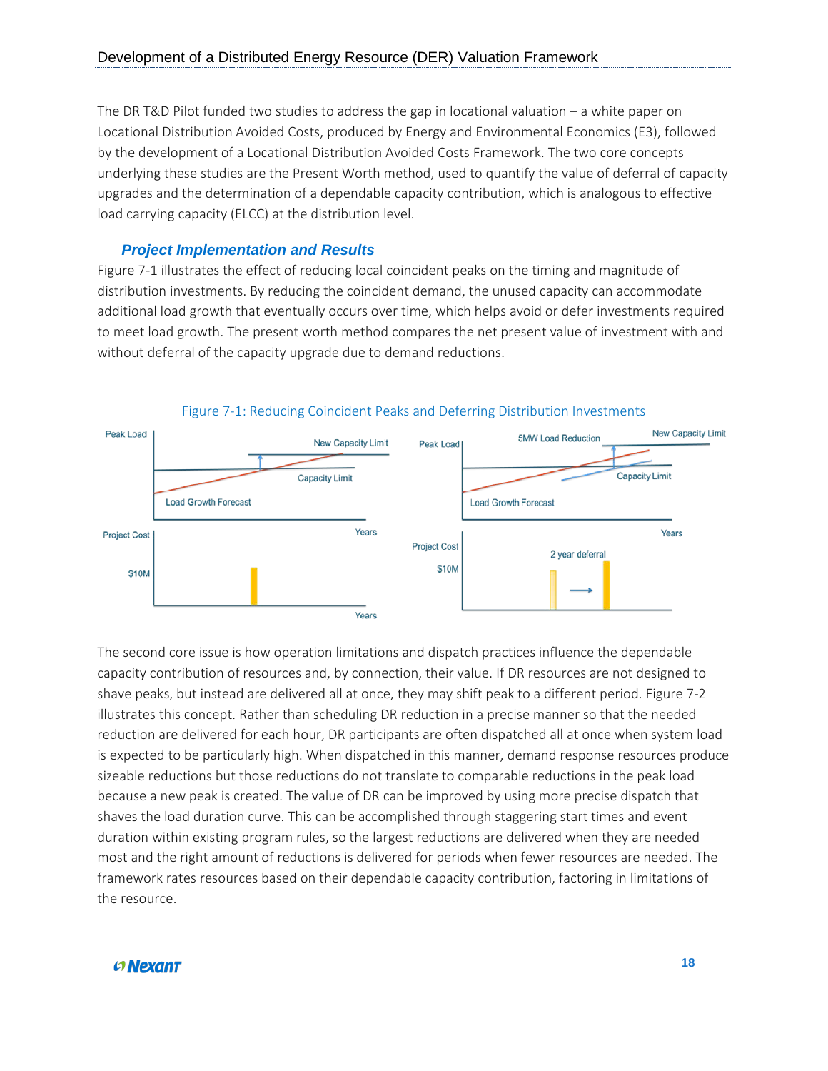The DR T&D Pilot funded two studies to address the gap in locational valuation – a white paper on Locational Distribution Avoided Costs, produced by Energy and Environmental Economics (E3), followed by the development of a Locational Distribution Avoided Costs Framework. The two core concepts underlying these studies are the Present Worth method, used to quantify the value of deferral of capacity upgrades and the determination of a dependable capacity contribution, which is analogous to effective load carrying capacity (ELCC) at the distribution level.

### *Project Implementation and Results*

Figure 7-1 illustrates the effect of reducing local coincident peaks on the timing and magnitude of distribution investments. By reducing the coincident demand, the unused capacity can accommodate additional load growth that eventually occurs over time, which helps avoid or defer investments required to meet load growth. The present worth method compares the net present value of investment with and without deferral of the capacity upgrade due to demand reductions.

Figure 7-1: Reducing Coincident Peaks and Deferring Distribution Investments

The second core issue is how operation limitations and dispatch practices influence the dependable capacity contribution of resources and, by connection, their value. If DR resources are not designed to shave peaks, but instead are delivered all at once, they may shift peak to a different period. Figure 7-2 illustrates this concept. Rather than scheduling DR reduction in a precise manner so that the needed reduction are delivered for each hour, DR participants are often dispatched all at once when system load is expected to be particularly high. When dispatched in this manner, demand response resources produce sizeable reductions but those reductions do not translate to comparable reductions in the peak load because a new peak is created. The value of DR can be improved by using more precise dispatch that shaves the load duration curve. This can be accomplished through staggering start times and event duration within existing program rules, so the largest reductions are delivered when they are needed most and the right amount of reductions is delivered for periods when fewer resources are needed. The framework rates resources based on their dependable capacity contribution, factoring in limitations of the resource.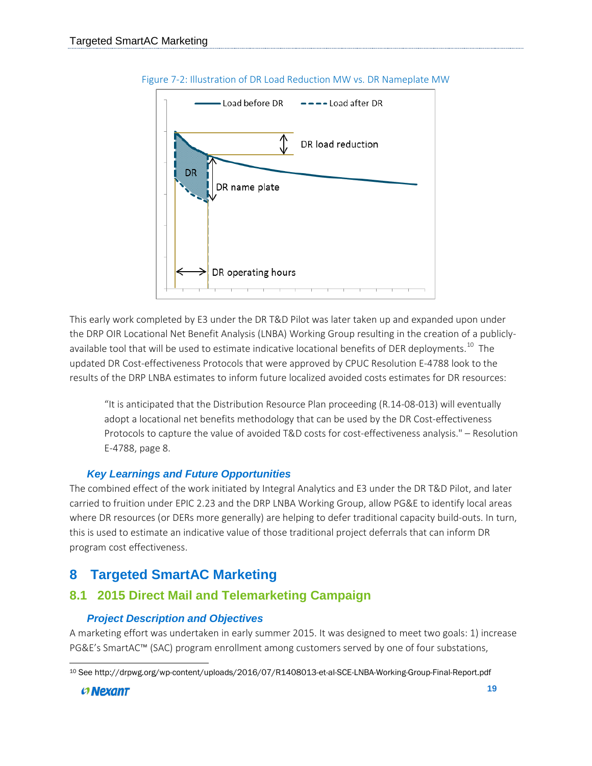Figure 7-2: Illustration of DR Load Reduction MW vs. DR Nameplate MW

This early work completed by E3 under the DR T&D Pilot was later taken up and expanded upon under the DRP OIR Locational Net Benefit Analysis (LNBA) Working Group resulting in the creation of a publicly-available tool that will be used to estimate indicative locational benefits of DER deployments.[10] The updated DR Cost-effectiveness Protocols that were approved by CPUC Resolution E-4788 look to the results of the DRP LNBA estimates to inform future localized avoided costs estimates for DR resources:

> "It is anticipated that the Distribution Resource Plan proceeding (R.14-08-013) will eventually adopt a locational net benefits methodology that can be used by the DR Cost-effectiveness Protocols to capture the value of avoided T&D costs for cost-effectiveness analysis." – Resolution E-4788, page 8.

### *Key Learnings and Future Opportunities*

The combined effect of the work initiated by Integral Analytics and E3 under the DR T&D Pilot, and later carried to fruition under EPIC 2.23 and the DRP LNBA Working Group, allow PG&E to identify local areas where DR resources (or DERs more generally) are helping to defer traditional capacity build-outs. In turn, this is used to estimate an indicative value of those traditional project deferrals that can inform DR program cost effectiveness.

# 8 Targeted SmartAC Marketing

## 8.1 2015 Direct Mail and Telemarketing Campaign

### *Project Description and Objectives*

A marketing effort was undertaken in early summer 2015. It was designed to meet two goals: 1) increase PG&E's SmartAC™ (SAC) program enrollment among customers served by one of four substations,

[10] See http://drpwg.org/wp-content/uploads/2016/07/R1408013-et-al-SCE-LNBA-Working-Group-Final-Report.pdf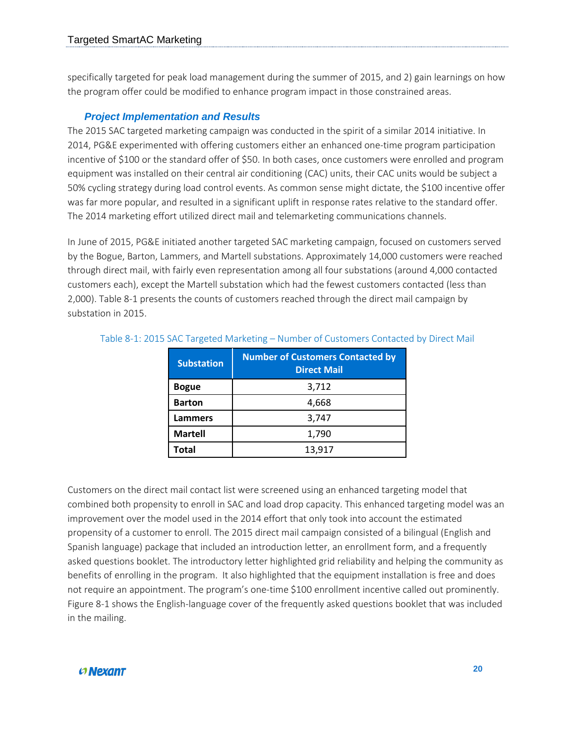specifically targeted for peak load management during the summer of 2015, and 2) gain learnings on how the program offer could be modified to enhance program impact in those constrained areas.

### *Project Implementation and Results*

The 2015 SAC targeted marketing campaign was conducted in the spirit of a similar 2014 initiative. In 2014, PG&E experimented with offering customers either an enhanced one-time program participation incentive of $100 or the standard offer of $50. In both cases, once customers were enrolled and program equipment was installed on their central air conditioning (CAC) units, their CAC units would be subject a 50% cycling strategy during load control events. As common sense might dictate, the $100 incentive offer was far more popular, and resulted in a significant uplift in response rates relative to the standard offer. The 2014 marketing effort utilized direct mail and telemarketing communications channels.

In June of 2015, PG&E initiated another targeted SAC marketing campaign, focused on customers served by the Bogue, Barton, Lammers, and Martell substations. Approximately 14,000 customers were reached through direct mail, with fairly even representation among all four substations (around 4,000 contacted customers each), except the Martell substation which had the fewest customers contacted (less than 2,000). Table 8-1 presents the counts of customers reached through the direct mail campaign by substation in 2015.

Table 8-1: 2015 SAC Targeted Marketing – Number of Customers Contacted by Direct Mail

| Substation | Number of Customers Contacted by Direct Mail |
|---|---|
| **Bogue** | 3,712 |
| **Barton** | 4,668 |
| **Lammers** | 3,747 |
| **Martell** | 1,790 |
| **Total** | 13,917 |

Customers on the direct mail contact list were screened using an enhanced targeting model that combined both propensity to enroll in SAC and load drop capacity. This enhanced targeting model was an improvement over the model used in the 2014 effort that only took into account the estimated propensity of a customer to enroll. The 2015 direct mail campaign consisted of a bilingual (English and Spanish language) package that included an introduction letter, an enrollment form, and a frequently asked questions booklet. The introductory letter highlighted grid reliability and helping the community as benefits of enrolling in the program. It also highlighted that the equipment installation is free and does not require an appointment. The program's one-time $100 enrollment incentive called out prominently. Figure 8-1 shows the English-language cover of the frequently asked questions booklet that was included in the mailing.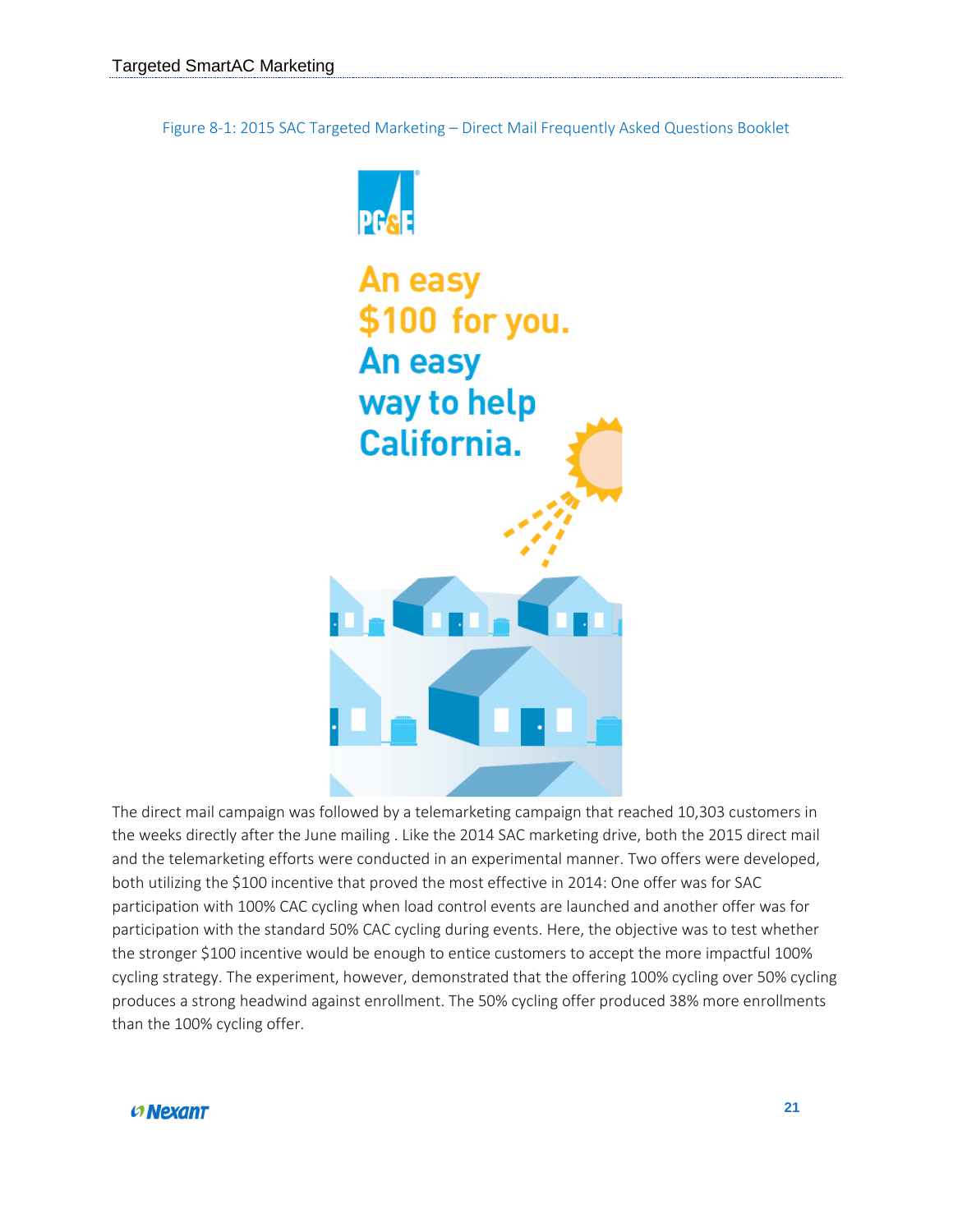Figure 8-1: 2015 SAC Targeted Marketing – Direct Mail Frequently Asked Questions Booklet

The direct mail campaign was followed by a telemarketing campaign that reached 10,303 customers in the weeks directly after the June mailing . Like the 2014 SAC marketing drive, both the 2015 direct mail and the telemarketing efforts were conducted in an experimental manner. Two offers were developed, both utilizing the $100 incentive that proved the most effective in 2014: One offer was for SAC participation with 100% CAC cycling when load control events are launched and another offer was for participation with the standard 50% CAC cycling during events. Here, the objective was to test whether the stronger $100 incentive would be enough to entice customers to accept the more impactful 100% cycling strategy. The experiment, however, demonstrated that the offering 100% cycling over 50% cycling produces a strong headwind against enrollment. The 50% cycling offer produced 38% more enrollments than the 100% cycling offer.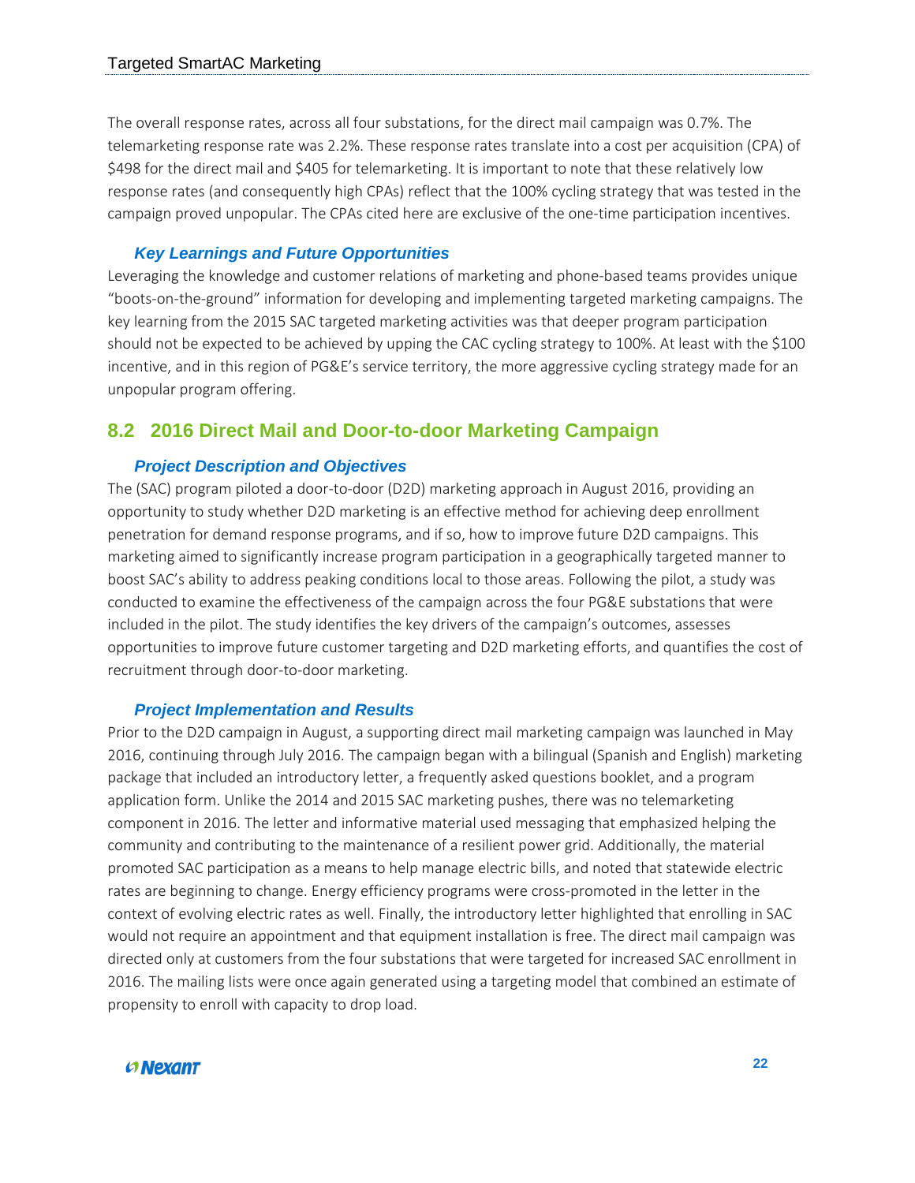The overall response rates, across all four substations, for the direct mail campaign was 0.7%. The telemarketing response rate was 2.2%. These response rates translate into a cost per acquisition (CPA) of $498 for the direct mail and $405 for telemarketing. It is important to note that these relatively low response rates (and consequently high CPAs) reflect that the 100% cycling strategy that was tested in the campaign proved unpopular. The CPAs cited here are exclusive of the one-time participation incentives.

### *Key Learnings and Future Opportunities*

Leveraging the knowledge and customer relations of marketing and phone-based teams provides unique "boots-on-the-ground" information for developing and implementing targeted marketing campaigns. The key learning from the 2015 SAC targeted marketing activities was that deeper program participation should not be expected to be achieved by upping the CAC cycling strategy to 100%. At least with the $100 incentive, and in this region of PG&E's service territory, the more aggressive cycling strategy made for an unpopular program offering.

## 8.2 2016 Direct Mail and Door-to-door Marketing Campaign

### *Project Description and Objectives*

The (SAC) program piloted a door-to-door (D2D) marketing approach in August 2016, providing an opportunity to study whether D2D marketing is an effective method for achieving deep enrollment penetration for demand response programs, and if so, how to improve future D2D campaigns. This marketing aimed to significantly increase program participation in a geographically targeted manner to boost SAC's ability to address peaking conditions local to those areas. Following the pilot, a study was conducted to examine the effectiveness of the campaign across the four PG&E substations that were included in the pilot. The study identifies the key drivers of the campaign's outcomes, assesses opportunities to improve future customer targeting and D2D marketing efforts, and quantifies the cost of recruitment through door-to-door marketing.

### *Project Implementation and Results*

Prior to the D2D campaign in August, a supporting direct mail marketing campaign was launched in May 2016, continuing through July 2016. The campaign began with a bilingual (Spanish and English) marketing package that included an introductory letter, a frequently asked questions booklet, and a program application form. Unlike the 2014 and 2015 SAC marketing pushes, there was no telemarketing component in 2016. The letter and informative material used messaging that emphasized helping the community and contributing to the maintenance of a resilient power grid. Additionally, the material promoted SAC participation as a means to help manage electric bills, and noted that statewide electric rates are beginning to change. Energy efficiency programs were cross-promoted in the letter in the context of evolving electric rates as well. Finally, the introductory letter highlighted that enrolling in SAC would not require an appointment and that equipment installation is free. The direct mail campaign was directed only at customers from the four substations that were targeted for increased SAC enrollment in 2016. The mailing lists were once again generated using a targeting model that combined an estimate of propensity to enroll with capacity to drop load.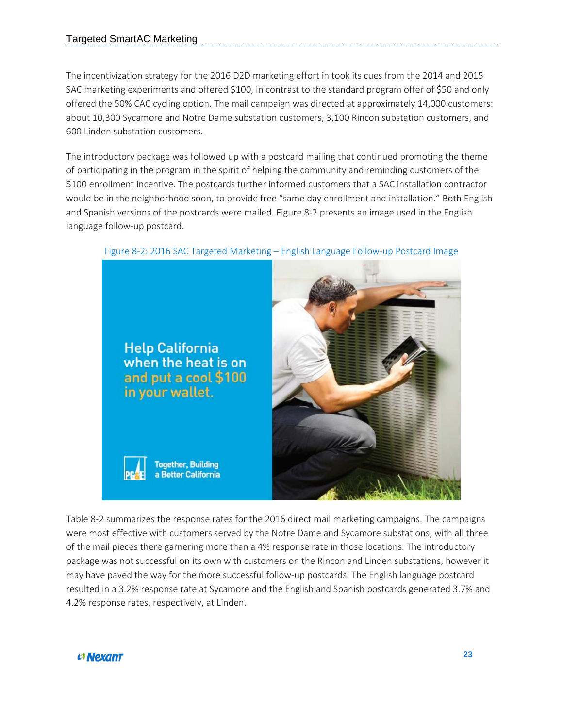The incentivization strategy for the 2016 D2D marketing effort in took its cues from the 2014 and 2015 SAC marketing experiments and offered $100, in contrast to the standard program offer of $50 and only offered the 50% CAC cycling option. The mail campaign was directed at approximately 14,000 customers: about 10,300 Sycamore and Notre Dame substation customers, 3,100 Rincon substation customers, and 600 Linden substation customers.

The introductory package was followed up with a postcard mailing that continued promoting the theme of participating in the program in the spirit of helping the community and reminding customers of the $100 enrollment incentive. The postcards further informed customers that a SAC installation contractor would be in the neighborhood soon, to provide free "same day enrollment and installation." Both English and Spanish versions of the postcards were mailed. Figure 8-2 presents an image used in the English language follow-up postcard.

Figure 8-2: 2016 SAC Targeted Marketing – English Language Follow-up Postcard Image

Table 8-2 summarizes the response rates for the 2016 direct mail marketing campaigns. The campaigns were most effective with customers served by the Notre Dame and Sycamore substations, with all three of the mail pieces there garnering more than a 4% response rate in those locations. The introductory package was not successful on its own with customers on the Rincon and Linden substations, however it may have paved the way for the more successful follow-up postcards. The English language postcard resulted in a 3.2% response rate at Sycamore and the English and Spanish postcards generated 3.7% and 4.2% response rates, respectively, at Linden.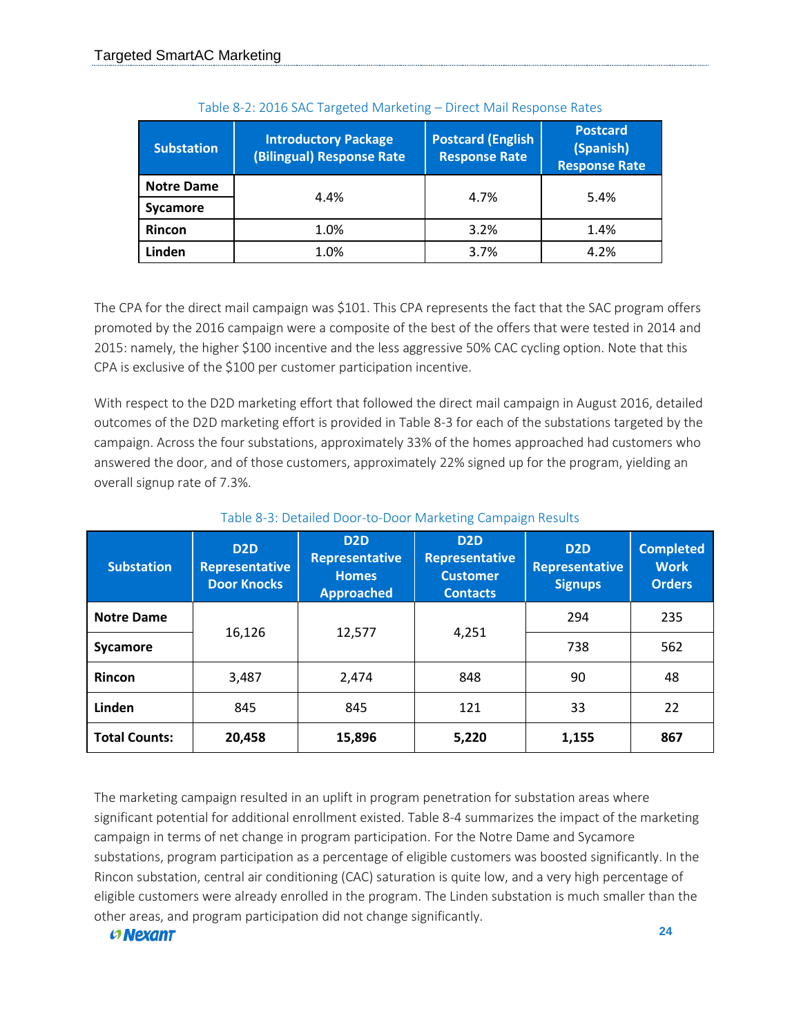Table 8-2: 2016 SAC Targeted Marketing – Direct Mail Response Rates

| Substation | Introductory Package (Bilingual) Response Rate | Postcard (English Response Rate | Postcard (Spanish) Response Rate |
|---|---|---|---|
| Notre Dame | 4.4% | 4.7% | 5.4% |
| Sycamore | | | |
| Rincon | 1.0% | 3.2% | 1.4% |
| Linden | 1.0% | 3.7% | 4.2% |

The CPA for the direct mail campaign was $101. This CPA represents the fact that the SAC program offers promoted by the 2016 campaign were a composite of the best of the offers that were tested in 2014 and 2015: namely, the higher $100 incentive and the less aggressive 50% CAC cycling option. Note that this CPA is exclusive of the $100 per customer participation incentive.

With respect to the D2D marketing effort that followed the direct mail campaign in August 2016, detailed outcomes of the D2D marketing effort is provided in Table 8-3 for each of the substations targeted by the campaign. Across the four substations, approximately 33% of the homes approached had customers who answered the door, and of those customers, approximately 22% signed up for the program, yielding an overall signup rate of 7.3%.

Table 8-3: Detailed Door-to-Door Marketing Campaign Results

| Substation | D2D Representative Door Knocks | D2D Representative Homes Approached | D2D Representative Customer Contacts | D2D Representative Signups | Completed Work Orders |
|---|---|---|---|---|---|
| Notre Dame | 16,126 | 12,577 | 4,251 | 294 | 235 |
| Sycamore | | | | 738 | 562 |
| Rincon | 3,487 | 2,474 | 848 | 90 | 48 |
| Linden | 845 | 845 | 121 | 33 | 22 |
| **Total Counts:** | **20,458** | **15,896** | **5,220** | **1,155** | **867** |

The marketing campaign resulted in an uplift in program penetration for substation areas where significant potential for additional enrollment existed. Table 8-4 summarizes the impact of the marketing campaign in terms of net change in program participation. For the Notre Dame and Sycamore substations, program participation as a percentage of eligible customers was boosted significantly. In the Rincon substation, central air conditioning (CAC) saturation is quite low, and a very high percentage of eligible customers were already enrolled in the program. The Linden substation is much smaller than the other areas, and program participation did not change significantly.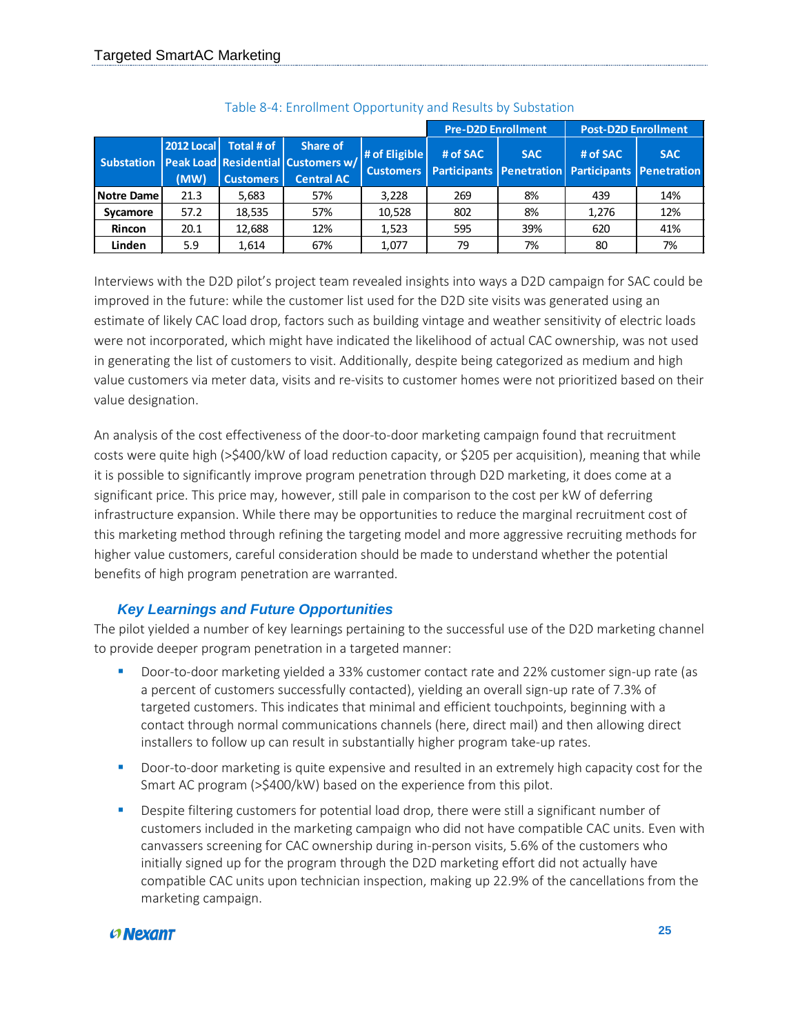Table 8-4: Enrollment Opportunity and Results by Substation

| Substation | 2012 Local Peak Load (MW) | Total # of Residential Customers | Share of Customers w/ Central AC | # of Eligible Customers | Pre-D2D Enrollment | | Post-D2D Enrollment | |
|---|---|---|---|---|---|---|---|---|
| | | | | | # of SAC Participants | SAC Penetration | # of SAC Participants | SAC Penetration |
| **Notre Dame** | 21.3 | 5,683 | 57% | 3,228 | 269 | 8% | 439 | 14% |
| **Sycamore** | 57.2 | 18,535 | 57% | 10,528 | 802 | 8% | 1,276 | 12% |
| **Rincon** | 20.1 | 12,688 | 12% | 1,523 | 595 | 39% | 620 | 41% |
| **Linden** | 5.9 | 1,614 | 67% | 1,077 | 79 | 7% | 80 | 7% |

Interviews with the D2D pilot's project team revealed insights into ways a D2D campaign for SAC could be improved in the future: while the customer list used for the D2D site visits was generated using an estimate of likely CAC load drop, factors such as building vintage and weather sensitivity of electric loads were not incorporated, which might have indicated the likelihood of actual CAC ownership, was not used in generating the list of customers to visit. Additionally, despite being categorized as medium and high value customers via meter data, visits and re-visits to customer homes were not prioritized based on their value designation.

An analysis of the cost effectiveness of the door-to-door marketing campaign found that recruitment costs were quite high (>$400/kW of load reduction capacity, or $205 per acquisition), meaning that while it is possible to significantly improve program penetration through D2D marketing, it does come at a significant price. This price may, however, still pale in comparison to the cost per kW of deferring infrastructure expansion. While there may be opportunities to reduce the marginal recruitment cost of this marketing method through refining the targeting model and more aggressive recruiting methods for higher value customers, careful consideration should be made to understand whether the potential benefits of high program penetration are warranted.

### *Key Learnings and Future Opportunities*

The pilot yielded a number of key learnings pertaining to the successful use of the D2D marketing channel to provide deeper program penetration in a targeted manner:

- Door-to-door marketing yielded a 33% customer contact rate and 22% customer sign-up rate (as a percent of customers successfully contacted), yielding an overall sign-up rate of 7.3% of targeted customers. This indicates that minimal and efficient touchpoints, beginning with a contact through normal communications channels (here, direct mail) and then allowing direct installers to follow up can result in substantially higher program take-up rates.
- Door-to-door marketing is quite expensive and resulted in an extremely high capacity cost for the Smart AC program (>$400/kW) based on the experience from this pilot.
- Despite filtering customers for potential load drop, there were still a significant number of customers included in the marketing campaign who did not have compatible CAC units. Even with canvassers screening for CAC ownership during in-person visits, 5.6% of the customers who initially signed up for the program through the D2D marketing effort did not actually have compatible CAC units upon technician inspection, making up 22.9% of the cancellations from the marketing campaign.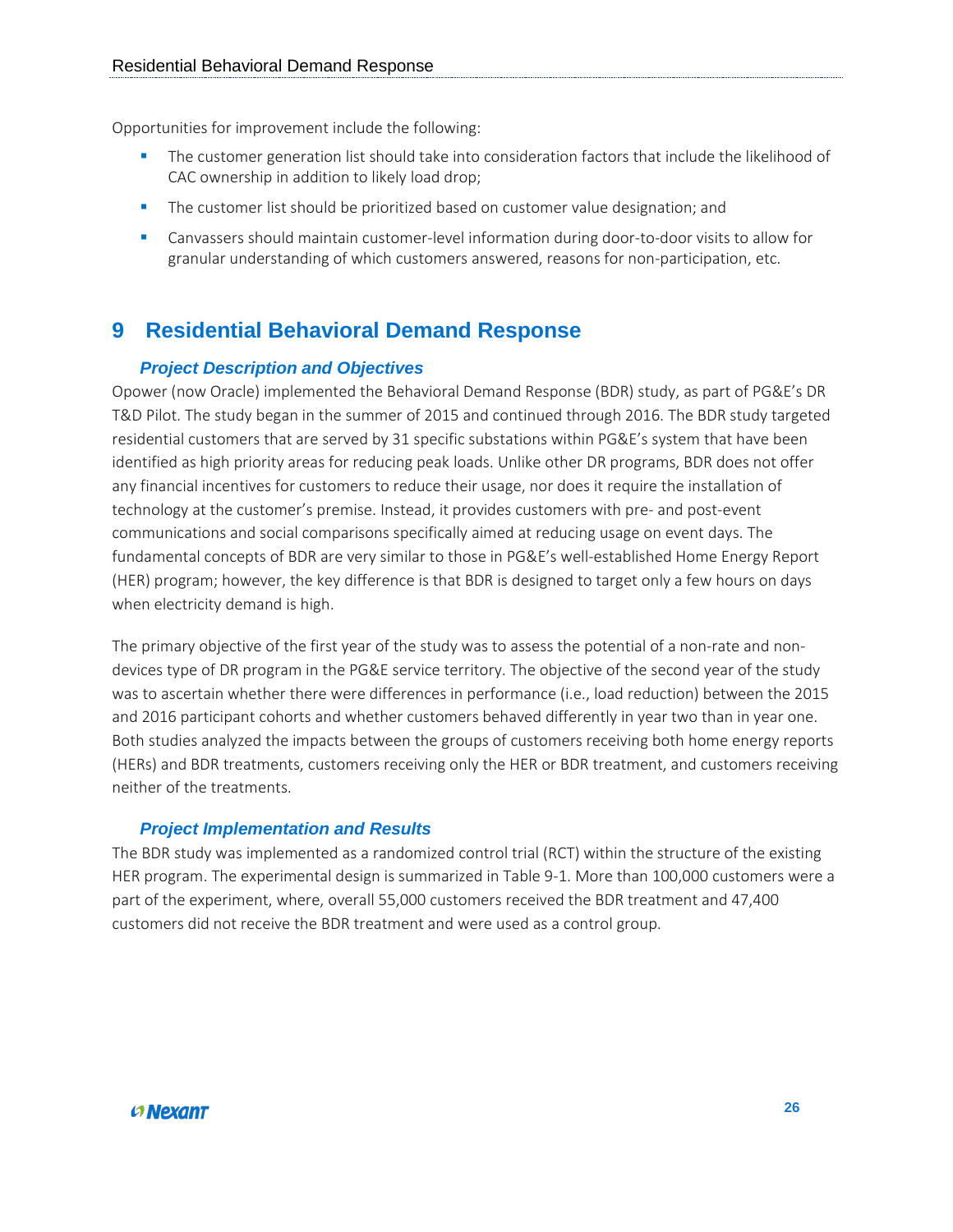Opportunities for improvement include the following:

- The customer generation list should take into consideration factors that include the likelihood of CAC ownership in addition to likely load drop;
- The customer list should be prioritized based on customer value designation; and
- Canvassers should maintain customer-level information during door-to-door visits to allow for granular understanding of which customers answered, reasons for non-participation, etc.

# 9 Residential Behavioral Demand Response

### *Project Description and Objectives*

Opower (now Oracle) implemented the Behavioral Demand Response (BDR) study, as part of PG&E's DR T&D Pilot. The study began in the summer of 2015 and continued through 2016. The BDR study targeted residential customers that are served by 31 specific substations within PG&E's system that have been identified as high priority areas for reducing peak loads. Unlike other DR programs, BDR does not offer any financial incentives for customers to reduce their usage, nor does it require the installation of technology at the customer's premise. Instead, it provides customers with pre- and post-event communications and social comparisons specifically aimed at reducing usage on event days. The fundamental concepts of BDR are very similar to those in PG&E's well-established Home Energy Report (HER) program; however, the key difference is that BDR is designed to target only a few hours on days when electricity demand is high.

The primary objective of the first year of the study was to assess the potential of a non-rate and non-devices type of DR program in the PG&E service territory. The objective of the second year of the study was to ascertain whether there were differences in performance (i.e., load reduction) between the 2015 and 2016 participant cohorts and whether customers behaved differently in year two than in year one. Both studies analyzed the impacts between the groups of customers receiving both home energy reports (HERs) and BDR treatments, customers receiving only the HER or BDR treatment, and customers receiving neither of the treatments.

### *Project Implementation and Results*

The BDR study was implemented as a randomized control trial (RCT) within the structure of the existing HER program. The experimental design is summarized in Table 9-1. More than 100,000 customers were a part of the experiment, where, overall 55,000 customers received the BDR treatment and 47,400 customers did not receive the BDR treatment and were used as a control group.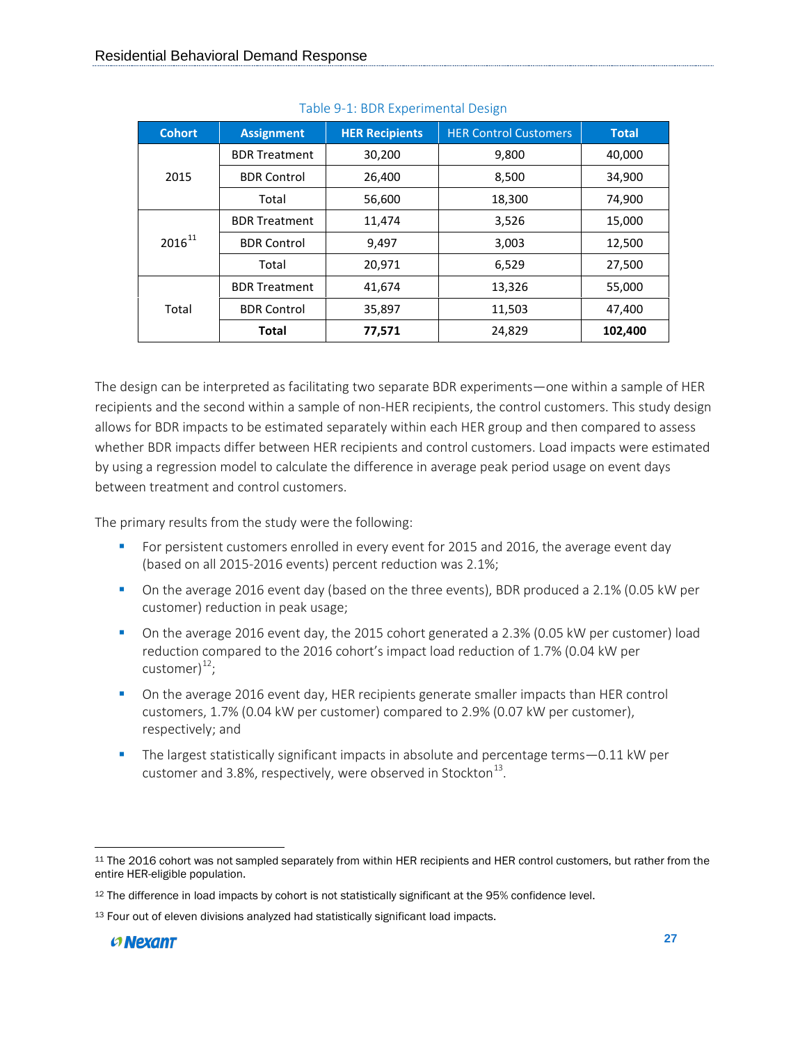Table 9-1: BDR Experimental Design

| Cohort | Assignment | HER Recipients | HER Control Customers | Total |
|---|---|---|---|---|
| 2015 | BDR Treatment | 30,200 | 9,800 | 40,000 |
| | BDR Control | 26,400 | 8,500 | 34,900 |
| | Total | 56,600 | 18,300 | 74,900 |
| 2016[11] | BDR Treatment | 11,474 | 3,526 | 15,000 |
| | BDR Control | 9,497 | 3,003 | 12,500 |
| | Total | 20,971 | 6,529 | 27,500 |
| Total | BDR Treatment | 41,674 | 13,326 | 55,000 |
| | BDR Control | 35,897 | 11,503 | 47,400 |
| | **Total** | **77,571** | 24,829 | **102,400** |

The design can be interpreted as facilitating two separate BDR experiments—one within a sample of HER recipients and the second within a sample of non-HER recipients, the control customers. This study design allows for BDR impacts to be estimated separately within each HER group and then compared to assess whether BDR impacts differ between HER recipients and control customers. Load impacts were estimated by using a regression model to calculate the difference in average peak period usage on event days between treatment and control customers.

The primary results from the study were the following:

- For persistent customers enrolled in every event for 2015 and 2016, the average event day (based on all 2015-2016 events) percent reduction was 2.1%;
- On the average 2016 event day (based on the three events), BDR produced a 2.1% (0.05 kW per customer) reduction in peak usage;
- On the average 2016 event day, the 2015 cohort generated a 2.3% (0.05 kW per customer) load reduction compared to the 2016 cohort's impact load reduction of 1.7% (0.04 kW per customer)[12];
- On the average 2016 event day, HER recipients generate smaller impacts than HER control customers, 1.7% (0.04 kW per customer) compared to 2.9% (0.07 kW per customer), respectively; and
- The largest statistically significant impacts in absolute and percentage terms—0.11 kW per customer and 3.8%, respectively, were observed in Stockton[13].

---

[11] The 2016 cohort was not sampled separately from within HER recipients and HER control customers, but rather from the entire HER-eligible population.

[12] The difference in load impacts by cohort is not statistically significant at the 95% confidence level.

[13] Four out of eleven divisions analyzed had statistically significant load impacts.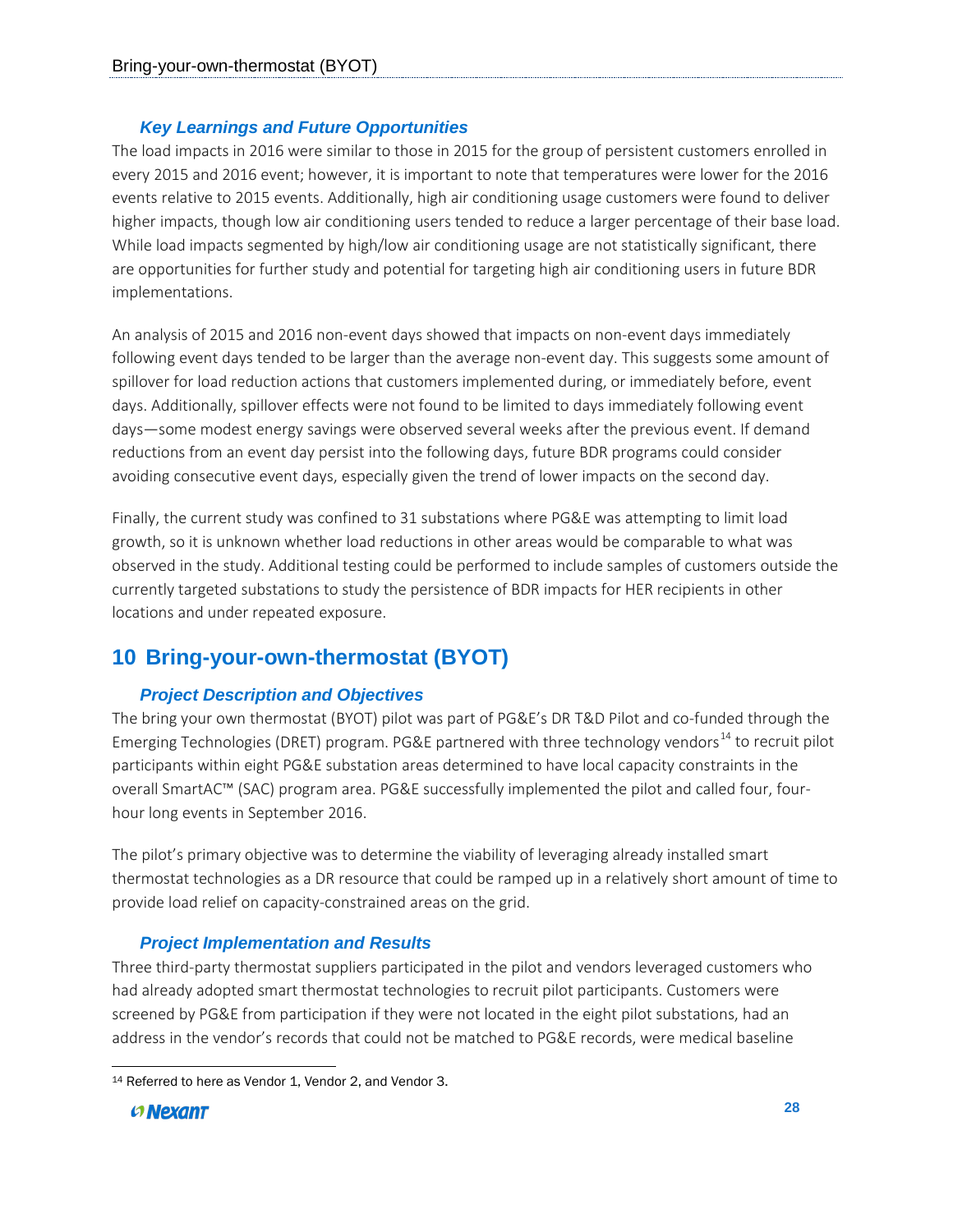### Key Learnings and Future Opportunities

The load impacts in 2016 were similar to those in 2015 for the group of persistent customers enrolled in every 2015 and 2016 event; however, it is important to note that temperatures were lower for the 2016 events relative to 2015 events. Additionally, high air conditioning usage customers were found to deliver higher impacts, though low air conditioning users tended to reduce a larger percentage of their base load. While load impacts segmented by high/low air conditioning usage are not statistically significant, there are opportunities for further study and potential for targeting high air conditioning users in future BDR implementations.

An analysis of 2015 and 2016 non-event days showed that impacts on non-event days immediately following event days tended to be larger than the average non-event day. This suggests some amount of spillover for load reduction actions that customers implemented during, or immediately before, event days. Additionally, spillover effects were not found to be limited to days immediately following event days—some modest energy savings were observed several weeks after the previous event. If demand reductions from an event day persist into the following days, future BDR programs could consider avoiding consecutive event days, especially given the trend of lower impacts on the second day.

Finally, the current study was confined to 31 substations where PG&E was attempting to limit load growth, so it is unknown whether load reductions in other areas would be comparable to what was observed in the study. Additional testing could be performed to include samples of customers outside the currently targeted substations to study the persistence of BDR impacts for HER recipients in other locations and under repeated exposure.

# 10 Bring-your-own-thermostat (BYOT)

### Project Description and Objectives

The bring your own thermostat (BYOT) pilot was part of PG&E's DR T&D Pilot and co-funded through the Emerging Technologies (DRET) program. PG&E partnered with three technology vendors[14] to recruit pilot participants within eight PG&E substation areas determined to have local capacity constraints in the overall SmartAC™ (SAC) program area. PG&E successfully implemented the pilot and called four, four-hour long events in September 2016.

The pilot's primary objective was to determine the viability of leveraging already installed smart thermostat technologies as a DR resource that could be ramped up in a relatively short amount of time to provide load relief on capacity-constrained areas on the grid.

### Project Implementation and Results

Three third-party thermostat suppliers participated in the pilot and vendors leveraged customers who had already adopted smart thermostat technologies to recruit pilot participants. Customers were screened by PG&E from participation if they were not located in the eight pilot substations, had an address in the vendor's records that could not be matched to PG&E records, were medical baseline

[14] Referred to here as Vendor 1, Vendor 2, and Vendor 3.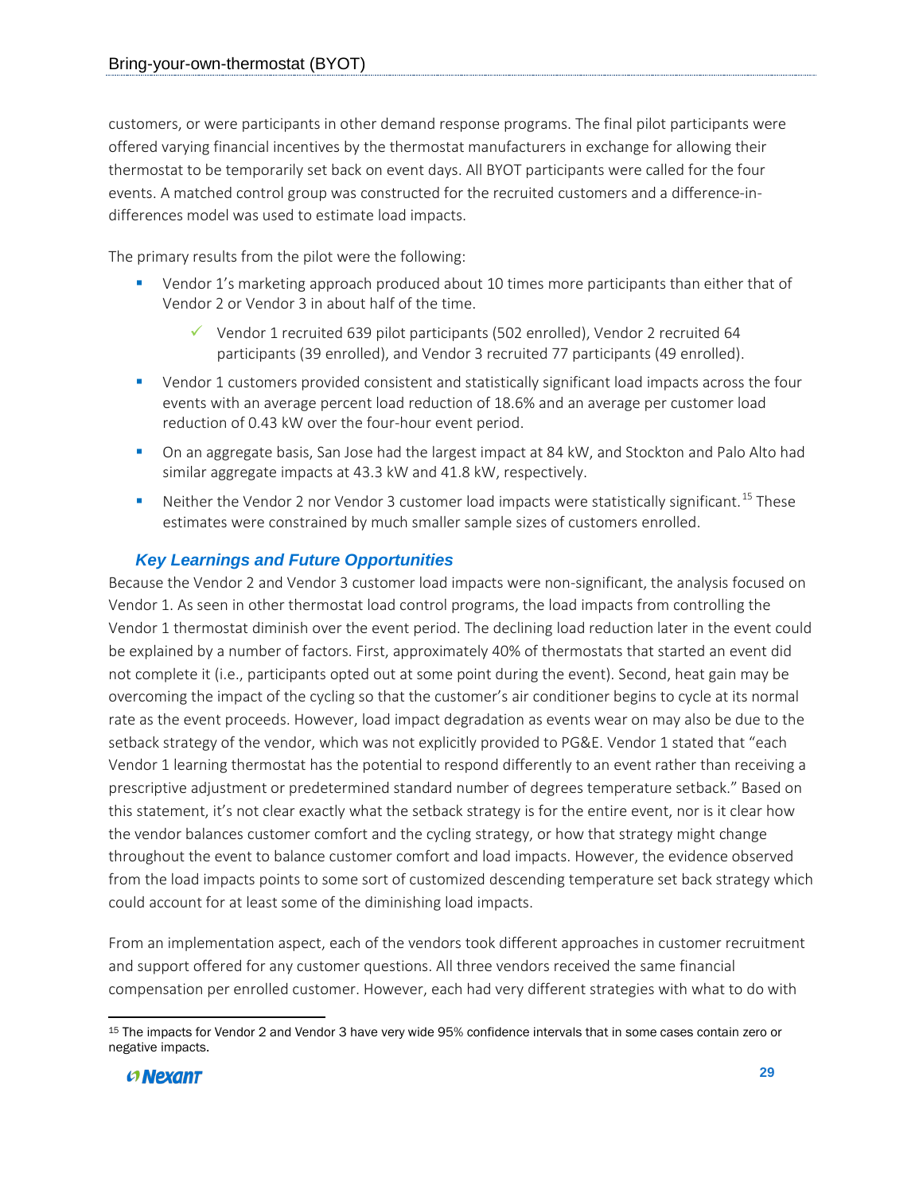customers, or were participants in other demand response programs. The final pilot participants were offered varying financial incentives by the thermostat manufacturers in exchange for allowing their thermostat to be temporarily set back on event days. All BYOT participants were called for the four events. A matched control group was constructed for the recruited customers and a difference-in-differences model was used to estimate load impacts.

The primary results from the pilot were the following:

- Vendor 1's marketing approach produced about 10 times more participants than either that of Vendor 2 or Vendor 3 in about half of the time.
  - ✓ Vendor 1 recruited 639 pilot participants (502 enrolled), Vendor 2 recruited 64 participants (39 enrolled), and Vendor 3 recruited 77 participants (49 enrolled).
- Vendor 1 customers provided consistent and statistically significant load impacts across the four events with an average percent load reduction of 18.6% and an average per customer load reduction of 0.43 kW over the four-hour event period.
- On an aggregate basis, San Jose had the largest impact at 84 kW, and Stockton and Palo Alto had similar aggregate impacts at 43.3 kW and 41.8 kW, respectively.
- Neither the Vendor 2 nor Vendor 3 customer load impacts were statistically significant.[15] These estimates were constrained by much smaller sample sizes of customers enrolled.

### *Key Learnings and Future Opportunities*

Because the Vendor 2 and Vendor 3 customer load impacts were non-significant, the analysis focused on Vendor 1. As seen in other thermostat load control programs, the load impacts from controlling the Vendor 1 thermostat diminish over the event period. The declining load reduction later in the event could be explained by a number of factors. First, approximately 40% of thermostats that started an event did not complete it (i.e., participants opted out at some point during the event). Second, heat gain may be overcoming the impact of the cycling so that the customer's air conditioner begins to cycle at its normal rate as the event proceeds. However, load impact degradation as events wear on may also be due to the setback strategy of the vendor, which was not explicitly provided to PG&E. Vendor 1 stated that "each Vendor 1 learning thermostat has the potential to respond differently to an event rather than receiving a prescriptive adjustment or predetermined standard number of degrees temperature setback." Based on this statement, it's not clear exactly what the setback strategy is for the entire event, nor is it clear how the vendor balances customer comfort and the cycling strategy, or how that strategy might change throughout the event to balance customer comfort and load impacts. However, the evidence observed from the load impacts points to some sort of customized descending temperature set back strategy which could account for at least some of the diminishing load impacts.

From an implementation aspect, each of the vendors took different approaches in customer recruitment and support offered for any customer questions. All three vendors received the same financial compensation per enrolled customer. However, each had very different strategies with what to do with

[15] The impacts for Vendor 2 and Vendor 3 have very wide 95% confidence intervals that in some cases contain zero or negative impacts.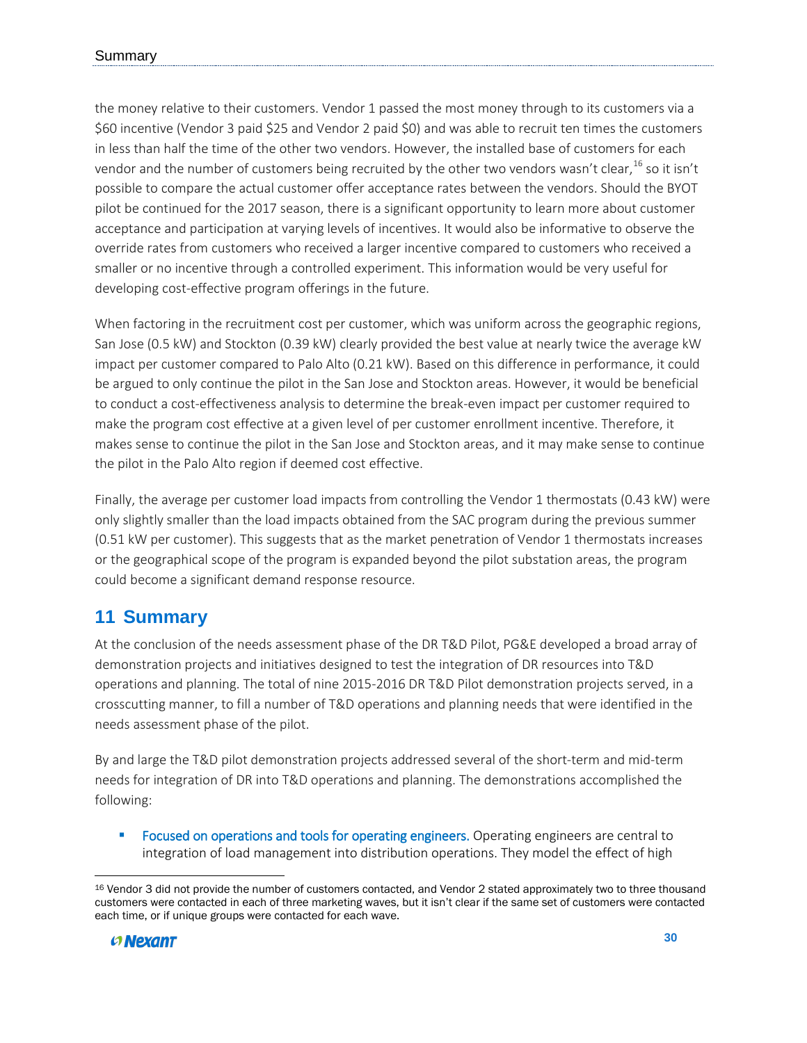the money relative to their customers. Vendor 1 passed the most money through to its customers via a $60 incentive (Vendor 3 paid $25 and Vendor 2 paid $0) and was able to recruit ten times the customers in less than half the time of the other two vendors. However, the installed base of customers for each vendor and the number of customers being recruited by the other two vendors wasn't clear,[16] so it isn't possible to compare the actual customer offer acceptance rates between the vendors. Should the BYOT pilot be continued for the 2017 season, there is a significant opportunity to learn more about customer acceptance and participation at varying levels of incentives. It would also be informative to observe the override rates from customers who received a larger incentive compared to customers who received a smaller or no incentive through a controlled experiment. This information would be very useful for developing cost-effective program offerings in the future.

When factoring in the recruitment cost per customer, which was uniform across the geographic regions, San Jose (0.5 kW) and Stockton (0.39 kW) clearly provided the best value at nearly twice the average kW impact per customer compared to Palo Alto (0.21 kW). Based on this difference in performance, it could be argued to only continue the pilot in the San Jose and Stockton areas. However, it would be beneficial to conduct a cost-effectiveness analysis to determine the break-even impact per customer required to make the program cost effective at a given level of per customer enrollment incentive. Therefore, it makes sense to continue the pilot in the San Jose and Stockton areas, and it may make sense to continue the pilot in the Palo Alto region if deemed cost effective.

Finally, the average per customer load impacts from controlling the Vendor 1 thermostats (0.43 kW) were only slightly smaller than the load impacts obtained from the SAC program during the previous summer (0.51 kW per customer). This suggests that as the market penetration of Vendor 1 thermostats increases or the geographical scope of the program is expanded beyond the pilot substation areas, the program could become a significant demand response resource.

# 11 Summary

At the conclusion of the needs assessment phase of the DR T&D Pilot, PG&E developed a broad array of demonstration projects and initiatives designed to test the integration of DR resources into T&D operations and planning. The total of nine 2015-2016 DR T&D Pilot demonstration projects served, in a crosscutting manner, to fill a number of T&D operations and planning needs that were identified in the needs assessment phase of the pilot.

By and large the T&D pilot demonstration projects addressed several of the short-term and mid-term needs for integration of DR into T&D operations and planning. The demonstrations accomplished the following:

- **Focused on operations and tools for operating engineers.** Operating engineers are central to integration of load management into distribution operations. They model the effect of high

[16] Vendor 3 did not provide the number of customers contacted, and Vendor 2 stated approximately two to three thousand customers were contacted in each of three marketing waves, but it isn't clear if the same set of customers were contacted each time, or if unique groups were contacted for each wave.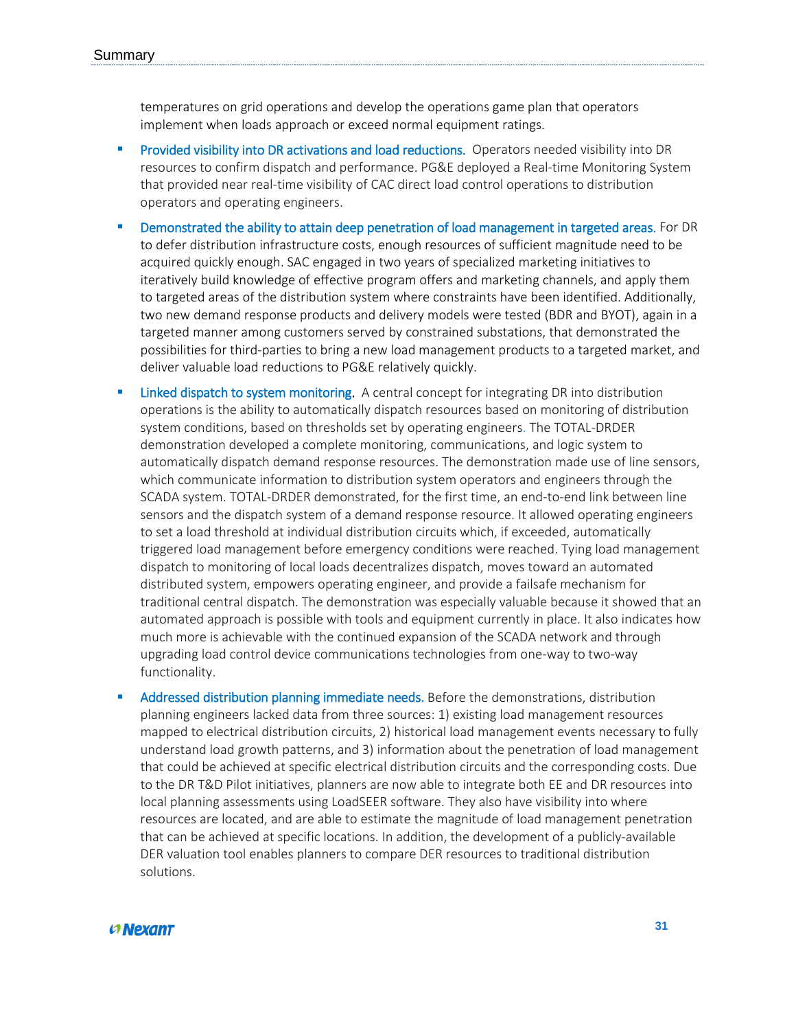temperatures on grid operations and develop the operations game plan that operators implement when loads approach or exceed normal equipment ratings.

- **Provided visibility into DR activations and load reductions.** Operators needed visibility into DR resources to confirm dispatch and performance. PG&E deployed a Real-time Monitoring System that provided near real-time visibility of CAC direct load control operations to distribution operators and operating engineers.
- **Demonstrated the ability to attain deep penetration of load management in targeted areas.** For DR to defer distribution infrastructure costs, enough resources of sufficient magnitude need to be acquired quickly enough. SAC engaged in two years of specialized marketing initiatives to iteratively build knowledge of effective program offers and marketing channels, and apply them to targeted areas of the distribution system where constraints have been identified. Additionally, two new demand response products and delivery models were tested (BDR and BYOT), again in a targeted manner among customers served by constrained substations, that demonstrated the possibilities for third-parties to bring a new load management products to a targeted market, and deliver valuable load reductions to PG&E relatively quickly.
- **Linked dispatch to system monitoring.** A central concept for integrating DR into distribution operations is the ability to automatically dispatch resources based on monitoring of distribution system conditions, based on thresholds set by operating engineers. The TOTAL-DRDER demonstration developed a complete monitoring, communications, and logic system to automatically dispatch demand response resources. The demonstration made use of line sensors, which communicate information to distribution system operators and engineers through the SCADA system. TOTAL-DRDER demonstrated, for the first time, an end-to-end link between line sensors and the dispatch system of a demand response resource. It allowed operating engineers to set a load threshold at individual distribution circuits which, if exceeded, automatically triggered load management before emergency conditions were reached. Tying load management dispatch to monitoring of local loads decentralizes dispatch, moves toward an automated distributed system, empowers operating engineer, and provide a failsafe mechanism for traditional central dispatch. The demonstration was especially valuable because it showed that an automated approach is possible with tools and equipment currently in place. It also indicates how much more is achievable with the continued expansion of the SCADA network and through upgrading load control device communications technologies from one-way to two-way functionality.
- **Addressed distribution planning immediate needs.** Before the demonstrations, distribution planning engineers lacked data from three sources: 1) existing load management resources mapped to electrical distribution circuits, 2) historical load management events necessary to fully understand load growth patterns, and 3) information about the penetration of load management that could be achieved at specific electrical distribution circuits and the corresponding costs. Due to the DR T&D Pilot initiatives, planners are now able to integrate both EE and DR resources into local planning assessments using LoadSEER software. They also have visibility into where resources are located, and are able to estimate the magnitude of load management penetration that can be achieved at specific locations. In addition, the development of a publicly-available DER valuation tool enables planners to compare DER resources to traditional distribution solutions.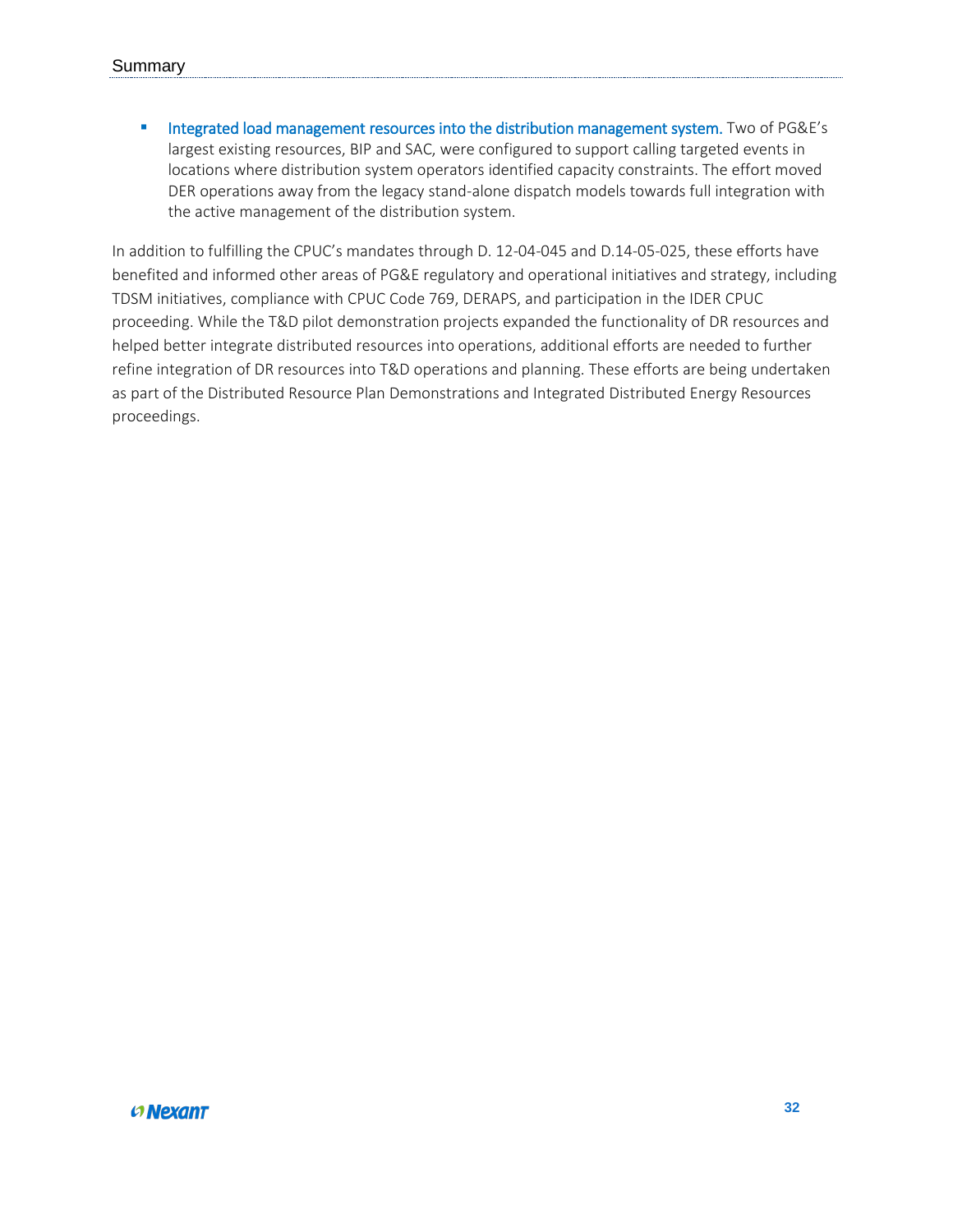- **Integrated load management resources into the distribution management system.** Two of PG&E's largest existing resources, BIP and SAC, were configured to support calling targeted events in locations where distribution system operators identified capacity constraints. The effort moved DER operations away from the legacy stand-alone dispatch models towards full integration with the active management of the distribution system.

In addition to fulfilling the CPUC's mandates through D. 12-04-045 and D.14-05-025, these efforts have benefited and informed other areas of PG&E regulatory and operational initiatives and strategy, including TDSM initiatives, compliance with CPUC Code 769, DERAPS, and participation in the IDER CPUC proceeding. While the T&D pilot demonstration projects expanded the functionality of DR resources and helped better integrate distributed resources into operations, additional efforts are needed to further refine integration of DR resources into T&D operations and planning. These efforts are being undertaken as part of the Distributed Resource Plan Demonstrations and Integrated Distributed Energy Resources proceedings.